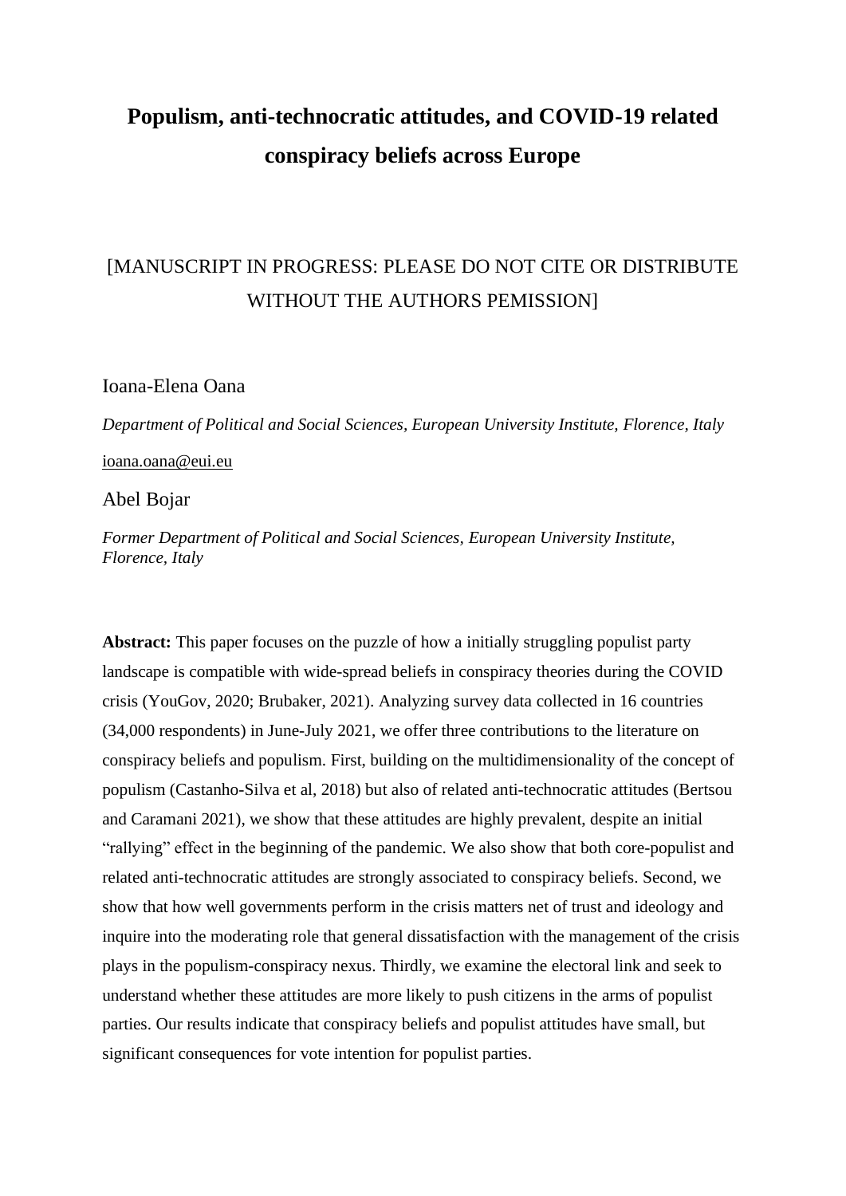# Populism, anti-technocratic attitudes, and COVID-19 related conspiracy beliefs across Europe

[MANUSCRIPT IN PROGRESS: PLEASE DO NOT CITE OR DISTRIBUTE WITHOUT THE AUTHORS PEMISSION]

Ioana-Elena Oana

*Department of Political and Social Sciences, European University Institute, Florence, Italy*

ioana.oana@eui.eu

Abel Bojar

*Former Department of Political and Social Sciences, European University Institute, Florence, Italy*

**Abstract:** This paper focuses on the puzzle of how a initially struggling populist party landscape is compatible with wide-spread beliefs in conspiracy theories during the COVID crisis (YouGov, 2020; Brubaker, 2021). Analyzing survey data collected in 16 countries (34,000 respondents) in June-July 2021, we offer three contributions to the literature on conspiracy beliefs and populism. First, building on the multidimensionality of the concept of populism (Castanho-Silva et al, 2018) but also of related anti-technocratic attitudes (Bertsou and Caramani 2021), we show that these attitudes are highly prevalent, despite an initial "rallying" effect in the beginning of the pandemic. We also show that both core-populist and related anti-technocratic attitudes are strongly associated to conspiracy beliefs. Second, we show that how well governments perform in the crisis matters net of trust and ideology and inquire into the moderating role that general dissatisfaction with the management of the crisis plays in the populism-conspiracy nexus. Thirdly, we examine the electoral link and seek to understand whether these attitudes are more likely to push citizens in the arms of populist parties. Our results indicate that conspiracy beliefs and populist attitudes have small, but significant consequences for vote intention for populist parties.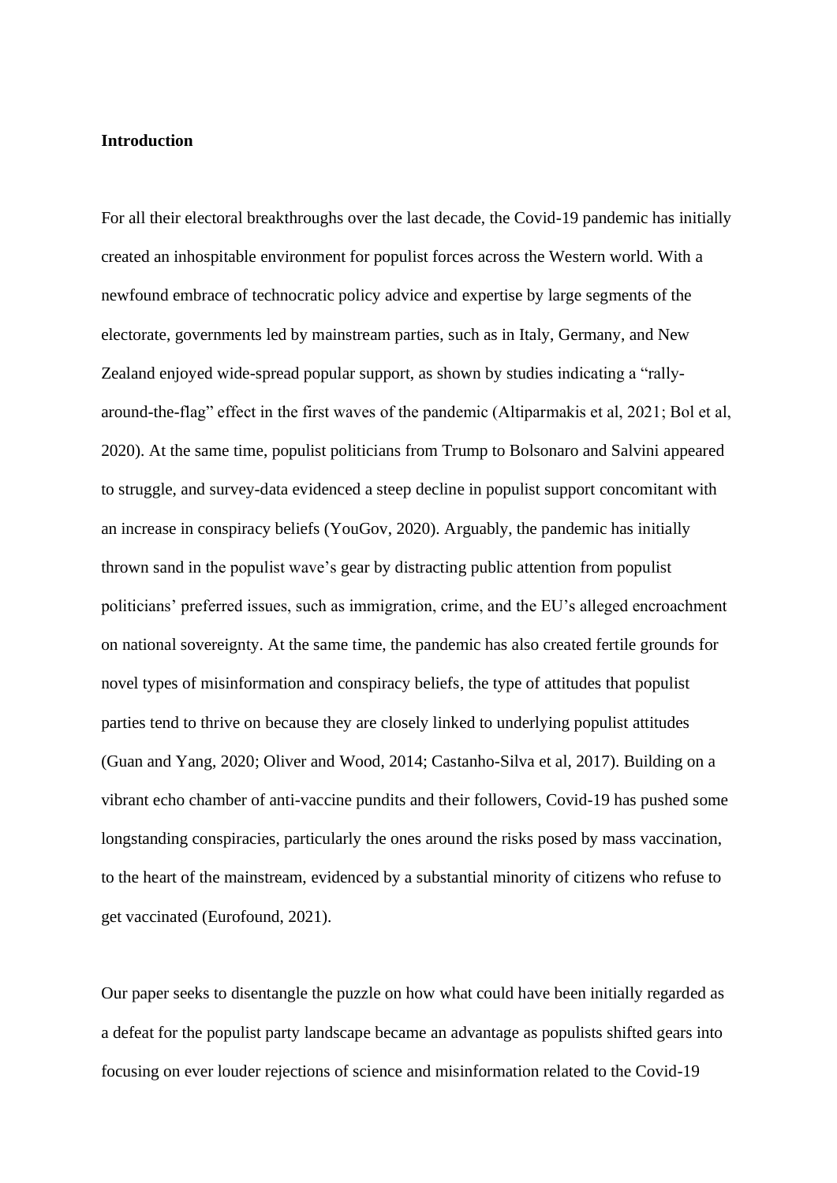## Introduction

For all their electoral breakthroughs over the last decade, the Covid-19 pandemic has initially created an inhospitable environment for populist forces across the Western world. With a newfound embrace of technocratic policy advice and expertise by large segments of the electorate, governments led by mainstream parties, such as in Italy, Germany, and New Zealand enjoyed wide-spread popular support, as shown by studies indicating a "rally-around-the-flag" effect in the first waves of the pandemic (Altiparmakis et al, 2021; Bol et al, 2020). At the same time, populist politicians from Trump to Bolsonaro and Salvini appeared to struggle, and survey-data evidenced a steep decline in populist support concomitant with an increase in conspiracy beliefs (YouGov, 2020). Arguably, the pandemic has initially thrown sand in the populist wave's gear by distracting public attention from populist politicians' preferred issues, such as immigration, crime, and the EU's alleged encroachment on national sovereignty. At the same time, the pandemic has also created fertile grounds for novel types of misinformation and conspiracy beliefs, the type of attitudes that populist parties tend to thrive on because they are closely linked to underlying populist attitudes (Guan and Yang, 2020; Oliver and Wood, 2014; Castanho-Silva et al, 2017). Building on a vibrant echo chamber of anti-vaccine pundits and their followers, Covid-19 has pushed some longstanding conspiracies, particularly the ones around the risks posed by mass vaccination, to the heart of the mainstream, evidenced by a substantial minority of citizens who refuse to get vaccinated (Eurofound, 2021).

Our paper seeks to disentangle the puzzle on how what could have been initially regarded as a defeat for the populist party landscape became an advantage as populists shifted gears into focusing on ever louder rejections of science and misinformation related to the Covid-19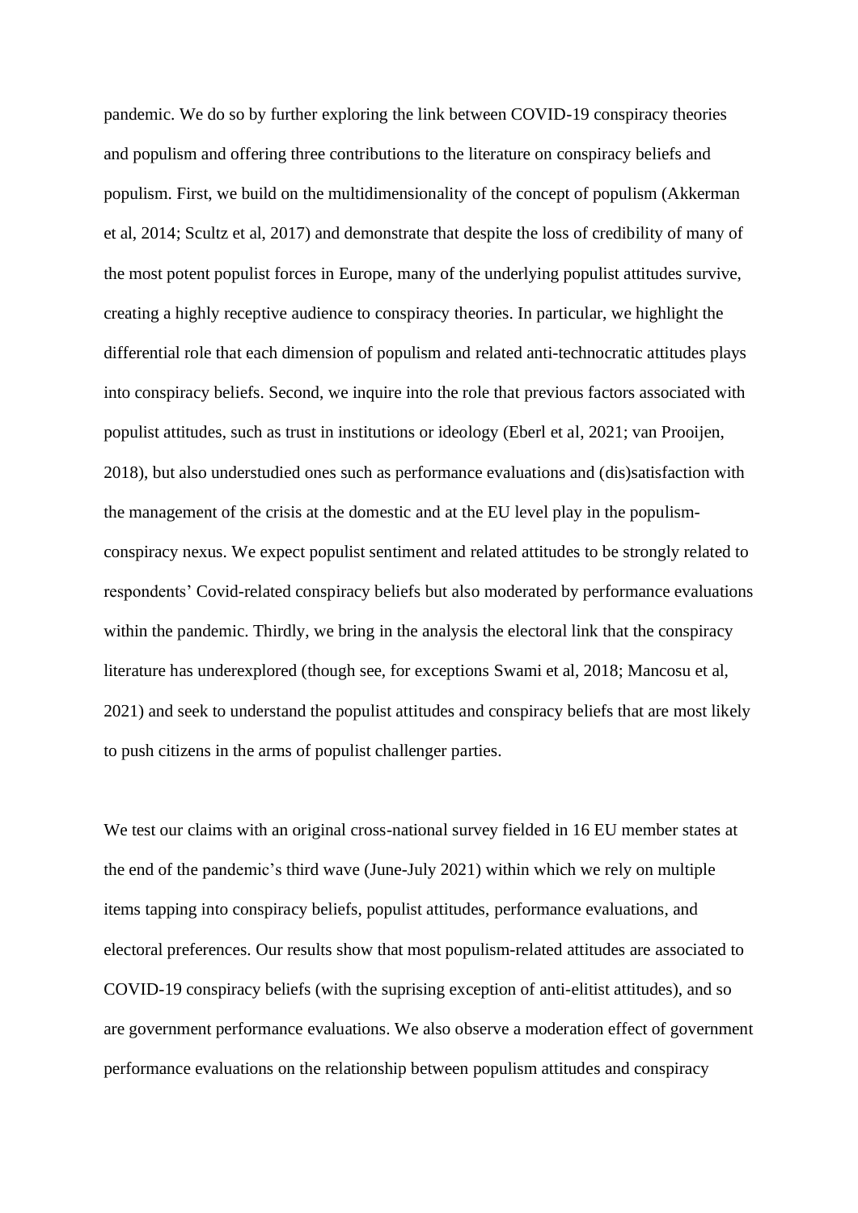pandemic. We do so by further exploring the link between COVID-19 conspiracy theories and populism and offering three contributions to the literature on conspiracy beliefs and populism. First, we build on the multidimensionality of the concept of populism (Akkerman et al, 2014; Scultz et al, 2017) and demonstrate that despite the loss of credibility of many of the most potent populist forces in Europe, many of the underlying populist attitudes survive, creating a highly receptive audience to conspiracy theories. In particular, we highlight the differential role that each dimension of populism and related anti-technocratic attitudes plays into conspiracy beliefs. Second, we inquire into the role that previous factors associated with populist attitudes, such as trust in institutions or ideology (Eberl et al, 2021; van Prooijen, 2018), but also understudied ones such as performance evaluations and (dis)satisfaction with the management of the crisis at the domestic and at the EU level play in the populism-conspiracy nexus. We expect populist sentiment and related attitudes to be strongly related to respondents' Covid-related conspiracy beliefs but also moderated by performance evaluations within the pandemic. Thirdly, we bring in the analysis the electoral link that the conspiracy literature has underexplored (though see, for exceptions Swami et al, 2018; Mancosu et al, 2021) and seek to understand the populist attitudes and conspiracy beliefs that are most likely to push citizens in the arms of populist challenger parties.

We test our claims with an original cross-national survey fielded in 16 EU member states at the end of the pandemic's third wave (June-July 2021) within which we rely on multiple items tapping into conspiracy beliefs, populist attitudes, performance evaluations, and electoral preferences. Our results show that most populism-related attitudes are associated to COVID-19 conspiracy beliefs (with the suprising exception of anti-elitist attitudes), and so are government performance evaluations. We also observe a moderation effect of government performance evaluations on the relationship between populism attitudes and conspiracy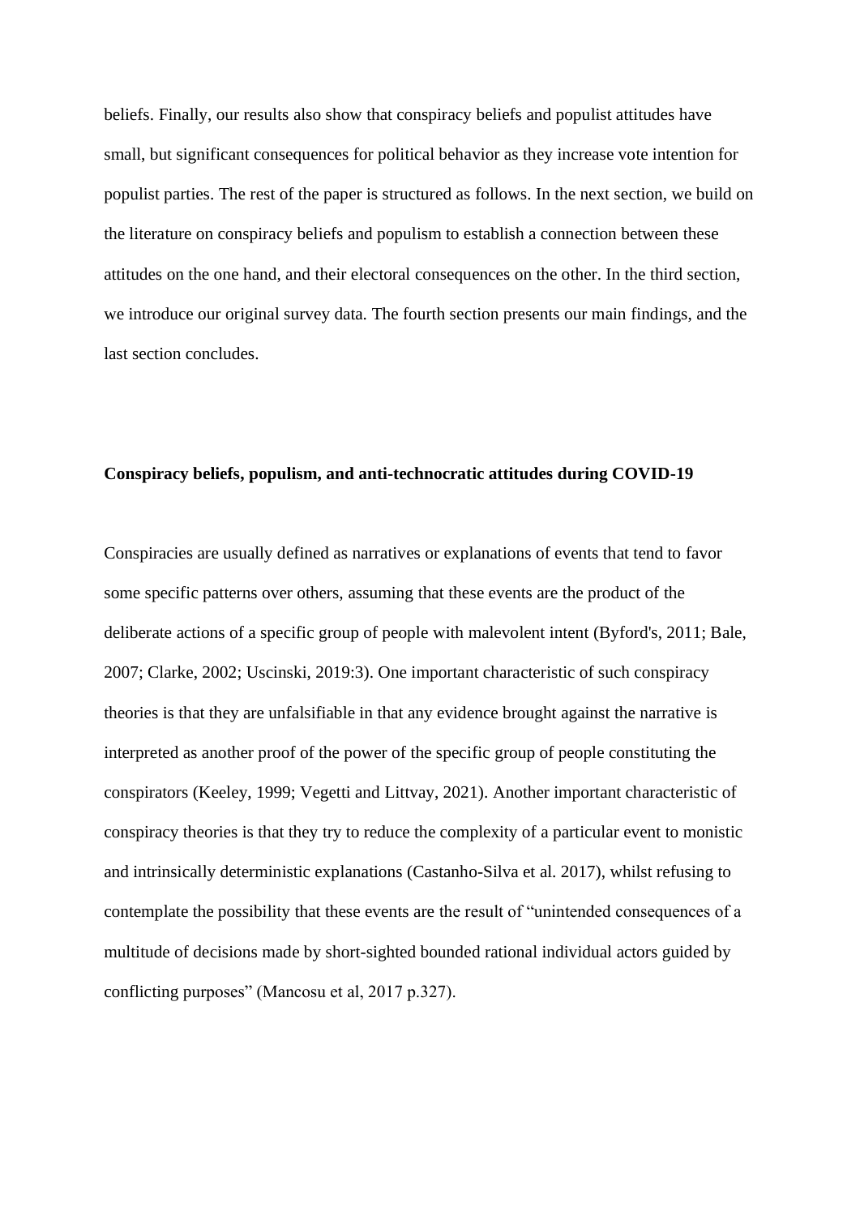beliefs. Finally, our results also show that conspiracy beliefs and populist attitudes have small, but significant consequences for political behavior as they increase vote intention for populist parties. The rest of the paper is structured as follows. In the next section, we build on the literature on conspiracy beliefs and populism to establish a connection between these attitudes on the one hand, and their electoral consequences on the other. In the third section, we introduce our original survey data. The fourth section presents our main findings, and the last section concludes.

## Conspiracy beliefs, populism, and anti-technocratic attitudes during COVID-19

Conspiracies are usually defined as narratives or explanations of events that tend to favor some specific patterns over others, assuming that these events are the product of the deliberate actions of a specific group of people with malevolent intent (Byford's, 2011; Bale, 2007; Clarke, 2002; Uscinski, 2019:3). One important characteristic of such conspiracy theories is that they are unfalsifiable in that any evidence brought against the narrative is interpreted as another proof of the power of the specific group of people constituting the conspirators (Keeley, 1999; Vegetti and Littvay, 2021). Another important characteristic of conspiracy theories is that they try to reduce the complexity of a particular event to monistic and intrinsically deterministic explanations (Castanho-Silva et al. 2017), whilst refusing to contemplate the possibility that these events are the result of "unintended consequences of a multitude of decisions made by short-sighted bounded rational individual actors guided by conflicting purposes" (Mancosu et al, 2017 p.327).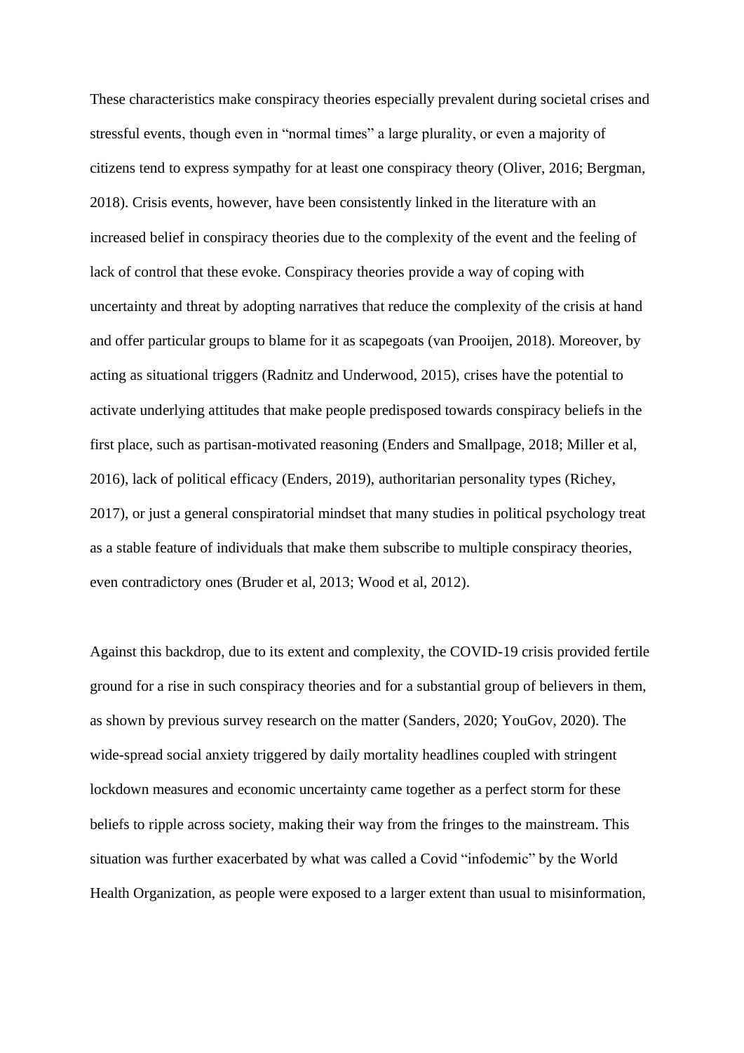These characteristics make conspiracy theories especially prevalent during societal crises and stressful events, though even in "normal times" a large plurality, or even a majority of citizens tend to express sympathy for at least one conspiracy theory (Oliver, 2016; Bergman, 2018). Crisis events, however, have been consistently linked in the literature with an increased belief in conspiracy theories due to the complexity of the event and the feeling of lack of control that these evoke. Conspiracy theories provide a way of coping with uncertainty and threat by adopting narratives that reduce the complexity of the crisis at hand and offer particular groups to blame for it as scapegoats (van Prooijen, 2018). Moreover, by acting as situational triggers (Radnitz and Underwood, 2015), crises have the potential to activate underlying attitudes that make people predisposed towards conspiracy beliefs in the first place, such as partisan-motivated reasoning (Enders and Smallpage, 2018; Miller et al, 2016), lack of political efficacy (Enders, 2019), authoritarian personality types (Richey, 2017), or just a general conspiratorial mindset that many studies in political psychology treat as a stable feature of individuals that make them subscribe to multiple conspiracy theories, even contradictory ones (Bruder et al, 2013; Wood et al, 2012).

Against this backdrop, due to its extent and complexity, the COVID-19 crisis provided fertile ground for a rise in such conspiracy theories and for a substantial group of believers in them, as shown by previous survey research on the matter (Sanders, 2020; YouGov, 2020). The wide-spread social anxiety triggered by daily mortality headlines coupled with stringent lockdown measures and economic uncertainty came together as a perfect storm for these beliefs to ripple across society, making their way from the fringes to the mainstream. This situation was further exacerbated by what was called a Covid "infodemic" by the World Health Organization, as people were exposed to a larger extent than usual to misinformation,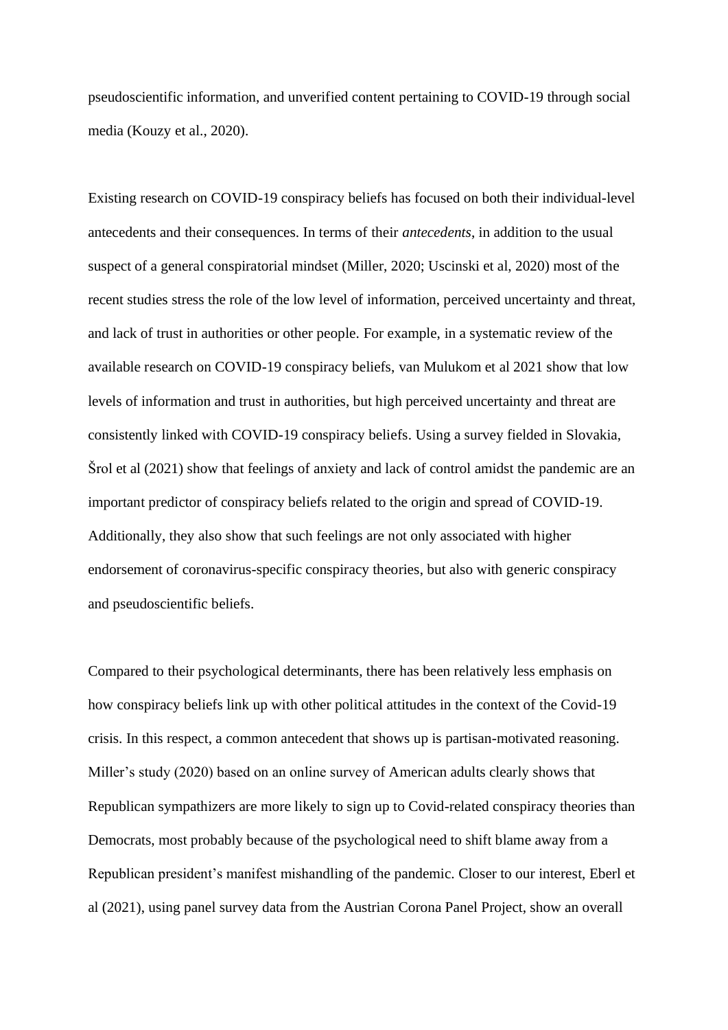pseudoscientific information, and unverified content pertaining to COVID-19 through social media (Kouzy et al., 2020).

Existing research on COVID-19 conspiracy beliefs has focused on both their individual-level antecedents and their consequences. In terms of their *antecedents*, in addition to the usual suspect of a general conspiratorial mindset (Miller, 2020; Uscinski et al, 2020) most of the recent studies stress the role of the low level of information, perceived uncertainty and threat, and lack of trust in authorities or other people. For example, in a systematic review of the available research on COVID-19 conspiracy beliefs, van Mulukom et al 2021 show that low levels of information and trust in authorities, but high perceived uncertainty and threat are consistently linked with COVID-19 conspiracy beliefs. Using a survey fielded in Slovakia, Šrol et al (2021) show that feelings of anxiety and lack of control amidst the pandemic are an important predictor of conspiracy beliefs related to the origin and spread of COVID-19. Additionally, they also show that such feelings are not only associated with higher endorsement of coronavirus-specific conspiracy theories, but also with generic conspiracy and pseudoscientific beliefs.

Compared to their psychological determinants, there has been relatively less emphasis on how conspiracy beliefs link up with other political attitudes in the context of the Covid-19 crisis. In this respect, a common antecedent that shows up is partisan-motivated reasoning. Miller's study (2020) based on an online survey of American adults clearly shows that Republican sympathizers are more likely to sign up to Covid-related conspiracy theories than Democrats, most probably because of the psychological need to shift blame away from a Republican president's manifest mishandling of the pandemic. Closer to our interest, Eberl et al (2021), using panel survey data from the Austrian Corona Panel Project, show an overall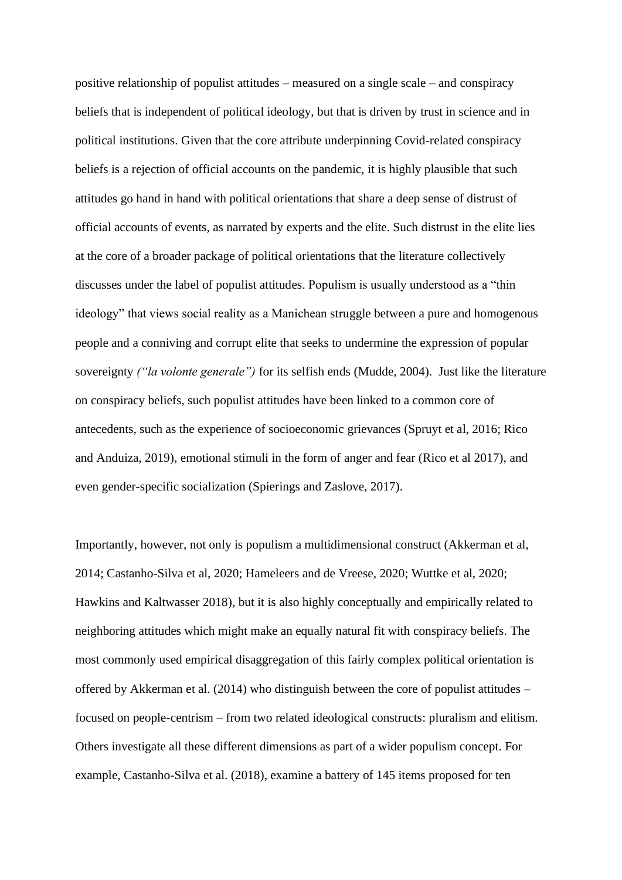positive relationship of populist attitudes – measured on a single scale – and conspiracy beliefs that is independent of political ideology, but that is driven by trust in science and in political institutions. Given that the core attribute underpinning Covid-related conspiracy beliefs is a rejection of official accounts on the pandemic, it is highly plausible that such attitudes go hand in hand with political orientations that share a deep sense of distrust of official accounts of events, as narrated by experts and the elite. Such distrust in the elite lies at the core of a broader package of political orientations that the literature collectively discusses under the label of populist attitudes. Populism is usually understood as a "thin ideology" that views social reality as a Manichean struggle between a pure and homogenous people and a conniving and corrupt elite that seeks to undermine the expression of popular sovereignty *("la volonte generale")* for its selfish ends (Mudde, 2004). Just like the literature on conspiracy beliefs, such populist attitudes have been linked to a common core of antecedents, such as the experience of socioeconomic grievances (Spruyt et al, 2016; Rico and Anduiza, 2019), emotional stimuli in the form of anger and fear (Rico et al 2017), and even gender-specific socialization (Spierings and Zaslove, 2017).

Importantly, however, not only is populism a multidimensional construct (Akkerman et al, 2014; Castanho-Silva et al, 2020; Hameleers and de Vreese, 2020; Wuttke et al, 2020; Hawkins and Kaltwasser 2018), but it is also highly conceptually and empirically related to neighboring attitudes which might make an equally natural fit with conspiracy beliefs. The most commonly used empirical disaggregation of this fairly complex political orientation is offered by Akkerman et al. (2014) who distinguish between the core of populist attitudes – focused on people-centrism – from two related ideological constructs: pluralism and elitism. Others investigate all these different dimensions as part of a wider populism concept. For example, Castanho-Silva et al. (2018), examine a battery of 145 items proposed for ten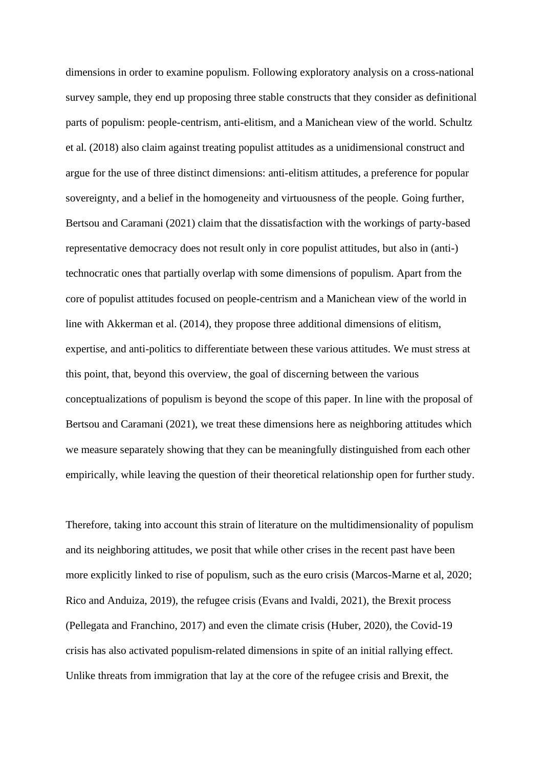dimensions in order to examine populism. Following exploratory analysis on a cross-national survey sample, they end up proposing three stable constructs that they consider as definitional parts of populism: people-centrism, anti-elitism, and a Manichean view of the world. Schultz et al. (2018) also claim against treating populist attitudes as a unidimensional construct and argue for the use of three distinct dimensions: anti-elitism attitudes, a preference for popular sovereignty, and a belief in the homogeneity and virtuousness of the people. Going further, Bertsou and Caramani (2021) claim that the dissatisfaction with the workings of party-based representative democracy does not result only in core populist attitudes, but also in (anti-) technocratic ones that partially overlap with some dimensions of populism. Apart from the core of populist attitudes focused on people-centrism and a Manichean view of the world in line with Akkerman et al. (2014), they propose three additional dimensions of elitism, expertise, and anti-politics to differentiate between these various attitudes. We must stress at this point, that, beyond this overview, the goal of discerning between the various conceptualizations of populism is beyond the scope of this paper. In line with the proposal of Bertsou and Caramani (2021), we treat these dimensions here as neighboring attitudes which we measure separately showing that they can be meaningfully distinguished from each other empirically, while leaving the question of their theoretical relationship open for further study.

Therefore, taking into account this strain of literature on the multidimensionality of populism and its neighboring attitudes, we posit that while other crises in the recent past have been more explicitly linked to rise of populism, such as the euro crisis (Marcos-Marne et al, 2020; Rico and Anduiza, 2019), the refugee crisis (Evans and Ivaldi, 2021), the Brexit process (Pellegata and Franchino, 2017) and even the climate crisis (Huber, 2020), the Covid-19 crisis has also activated populism-related dimensions in spite of an initial rallying effect. Unlike threats from immigration that lay at the core of the refugee crisis and Brexit, the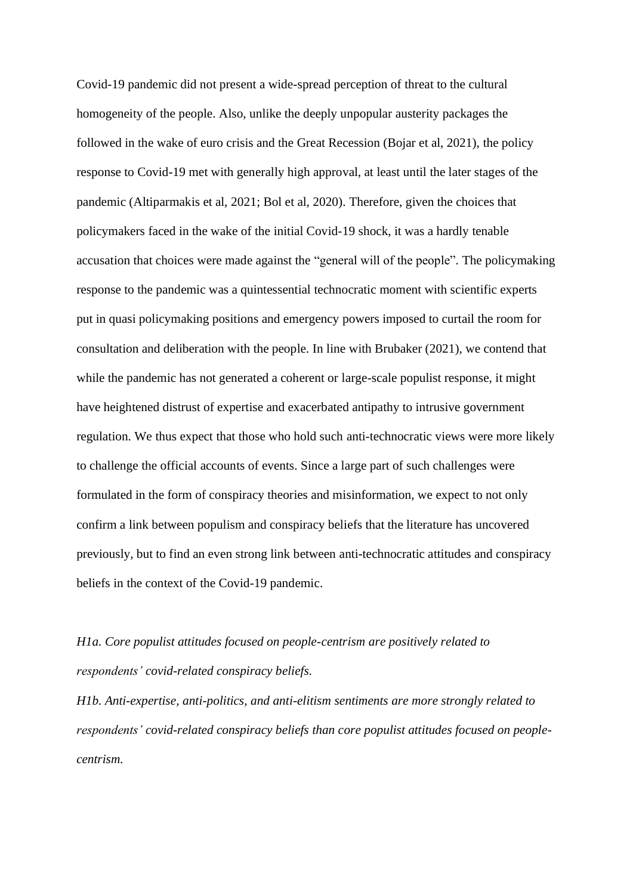Covid-19 pandemic did not present a wide-spread perception of threat to the cultural homogeneity of the people. Also, unlike the deeply unpopular austerity packages the followed in the wake of euro crisis and the Great Recession (Bojar et al, 2021), the policy response to Covid-19 met with generally high approval, at least until the later stages of the pandemic (Altiparmakis et al, 2021; Bol et al, 2020). Therefore, given the choices that policymakers faced in the wake of the initial Covid-19 shock, it was a hardly tenable accusation that choices were made against the "general will of the people". The policymaking response to the pandemic was a quintessential technocratic moment with scientific experts put in quasi policymaking positions and emergency powers imposed to curtail the room for consultation and deliberation with the people. In line with Brubaker (2021), we contend that while the pandemic has not generated a coherent or large-scale populist response, it might have heightened distrust of expertise and exacerbated antipathy to intrusive government regulation. We thus expect that those who hold such anti-technocratic views were more likely to challenge the official accounts of events. Since a large part of such challenges were formulated in the form of conspiracy theories and misinformation, we expect to not only confirm a link between populism and conspiracy beliefs that the literature has uncovered previously, but to find an even strong link between anti-technocratic attitudes and conspiracy beliefs in the context of the Covid-19 pandemic.

*H1a. Core populist attitudes focused on people-centrism are positively related to respondents' covid-related conspiracy beliefs.*

*H1b. Anti-expertise, anti-politics, and anti-elitism sentiments are more strongly related to respondents' covid-related conspiracy beliefs than core populist attitudes focused on people-centrism.*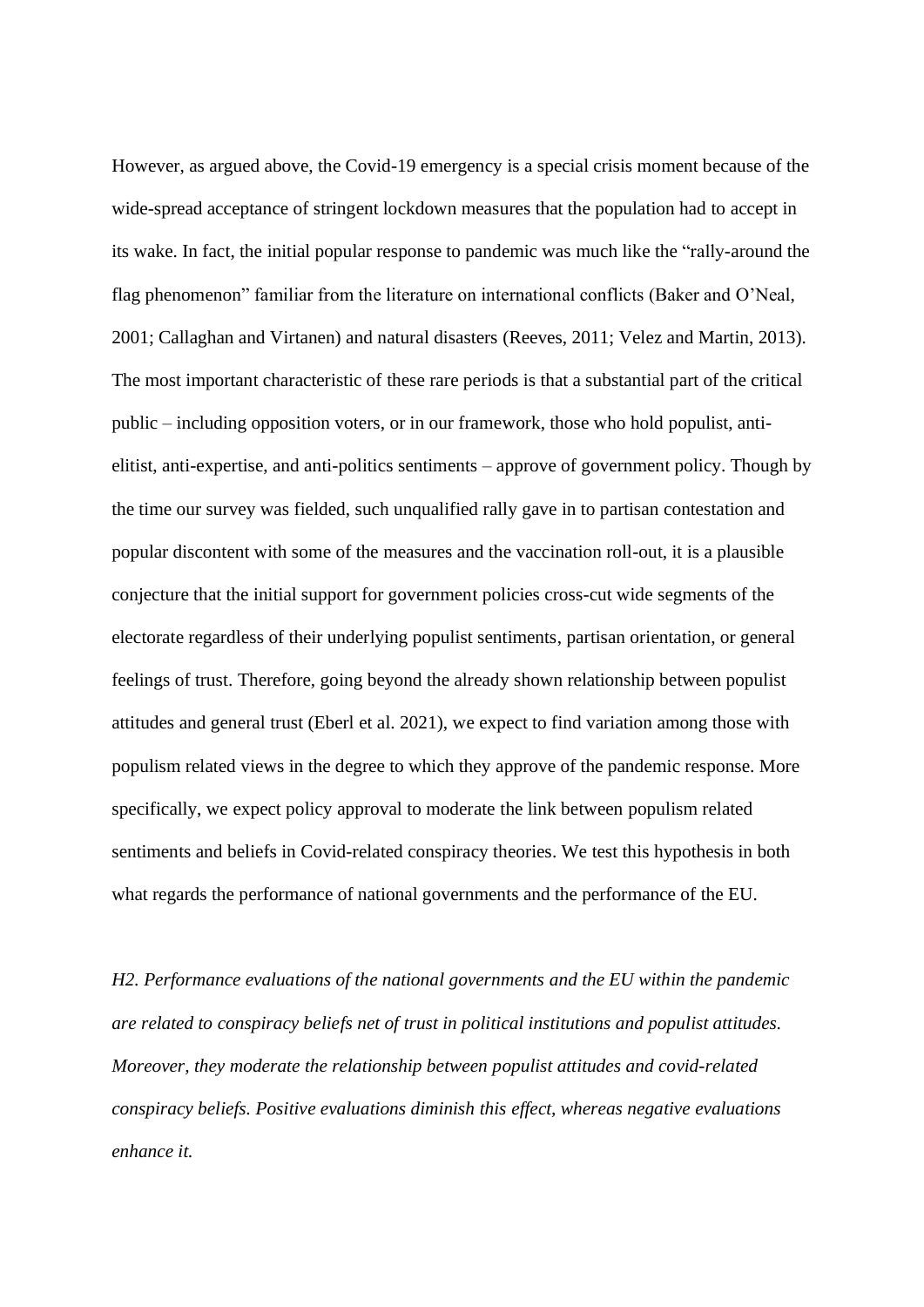However, as argued above, the Covid-19 emergency is a special crisis moment because of the wide-spread acceptance of stringent lockdown measures that the population had to accept in its wake. In fact, the initial popular response to pandemic was much like the "rally-around the flag phenomenon" familiar from the literature on international conflicts (Baker and O'Neal, 2001; Callaghan and Virtanen) and natural disasters (Reeves, 2011; Velez and Martin, 2013). The most important characteristic of these rare periods is that a substantial part of the critical public – including opposition voters, or in our framework, those who hold populist, anti-elitist, anti-expertise, and anti-politics sentiments – approve of government policy. Though by the time our survey was fielded, such unqualified rally gave in to partisan contestation and popular discontent with some of the measures and the vaccination roll-out, it is a plausible conjecture that the initial support for government policies cross-cut wide segments of the electorate regardless of their underlying populist sentiments, partisan orientation, or general feelings of trust. Therefore, going beyond the already shown relationship between populist attitudes and general trust (Eberl et al. 2021), we expect to find variation among those with populism related views in the degree to which they approve of the pandemic response. More specifically, we expect policy approval to moderate the link between populism related sentiments and beliefs in Covid-related conspiracy theories. We test this hypothesis in both what regards the performance of national governments and the performance of the EU.

*H2. Performance evaluations of the national governments and the EU within the pandemic are related to conspiracy beliefs net of trust in political institutions and populist attitudes. Moreover, they moderate the relationship between populist attitudes and covid-related conspiracy beliefs. Positive evaluations diminish this effect, whereas negative evaluations enhance it.*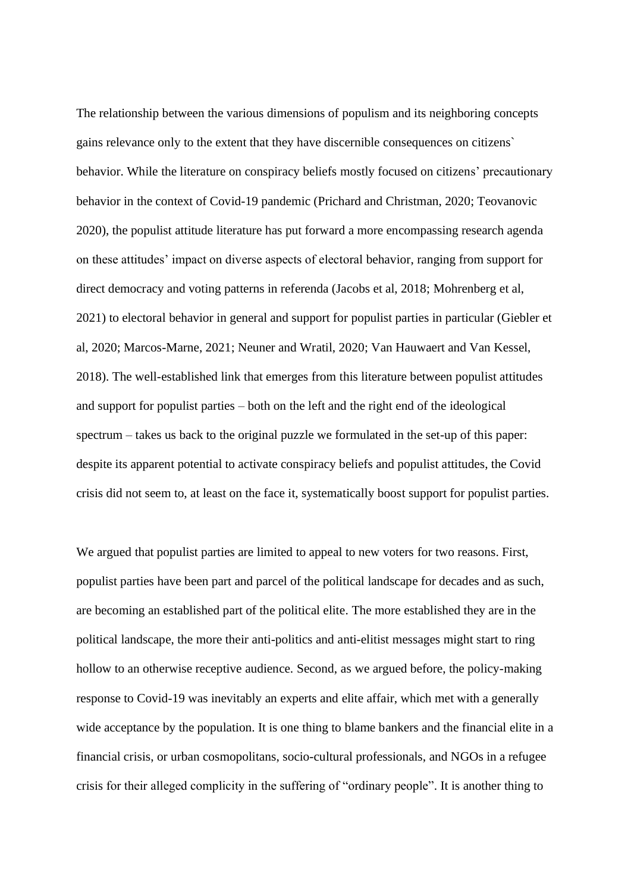The relationship between the various dimensions of populism and its neighboring concepts gains relevance only to the extent that they have discernible consequences on citizens` behavior. While the literature on conspiracy beliefs mostly focused on citizens' precautionary behavior in the context of Covid-19 pandemic (Prichard and Christman, 2020; Teovanovic 2020), the populist attitude literature has put forward a more encompassing research agenda on these attitudes' impact on diverse aspects of electoral behavior, ranging from support for direct democracy and voting patterns in referenda (Jacobs et al, 2018; Mohrenberg et al, 2021) to electoral behavior in general and support for populist parties in particular (Giebler et al, 2020; Marcos-Marne, 2021; Neuner and Wratil, 2020; Van Hauwaert and Van Kessel, 2018). The well-established link that emerges from this literature between populist attitudes and support for populist parties – both on the left and the right end of the ideological spectrum – takes us back to the original puzzle we formulated in the set-up of this paper: despite its apparent potential to activate conspiracy beliefs and populist attitudes, the Covid crisis did not seem to, at least on the face it, systematically boost support for populist parties.

We argued that populist parties are limited to appeal to new voters for two reasons. First, populist parties have been part and parcel of the political landscape for decades and as such, are becoming an established part of the political elite. The more established they are in the political landscape, the more their anti-politics and anti-elitist messages might start to ring hollow to an otherwise receptive audience. Second, as we argued before, the policy-making response to Covid-19 was inevitably an experts and elite affair, which met with a generally wide acceptance by the population. It is one thing to blame bankers and the financial elite in a financial crisis, or urban cosmopolitans, socio-cultural professionals, and NGOs in a refugee crisis for their alleged complicity in the suffering of "ordinary people". It is another thing to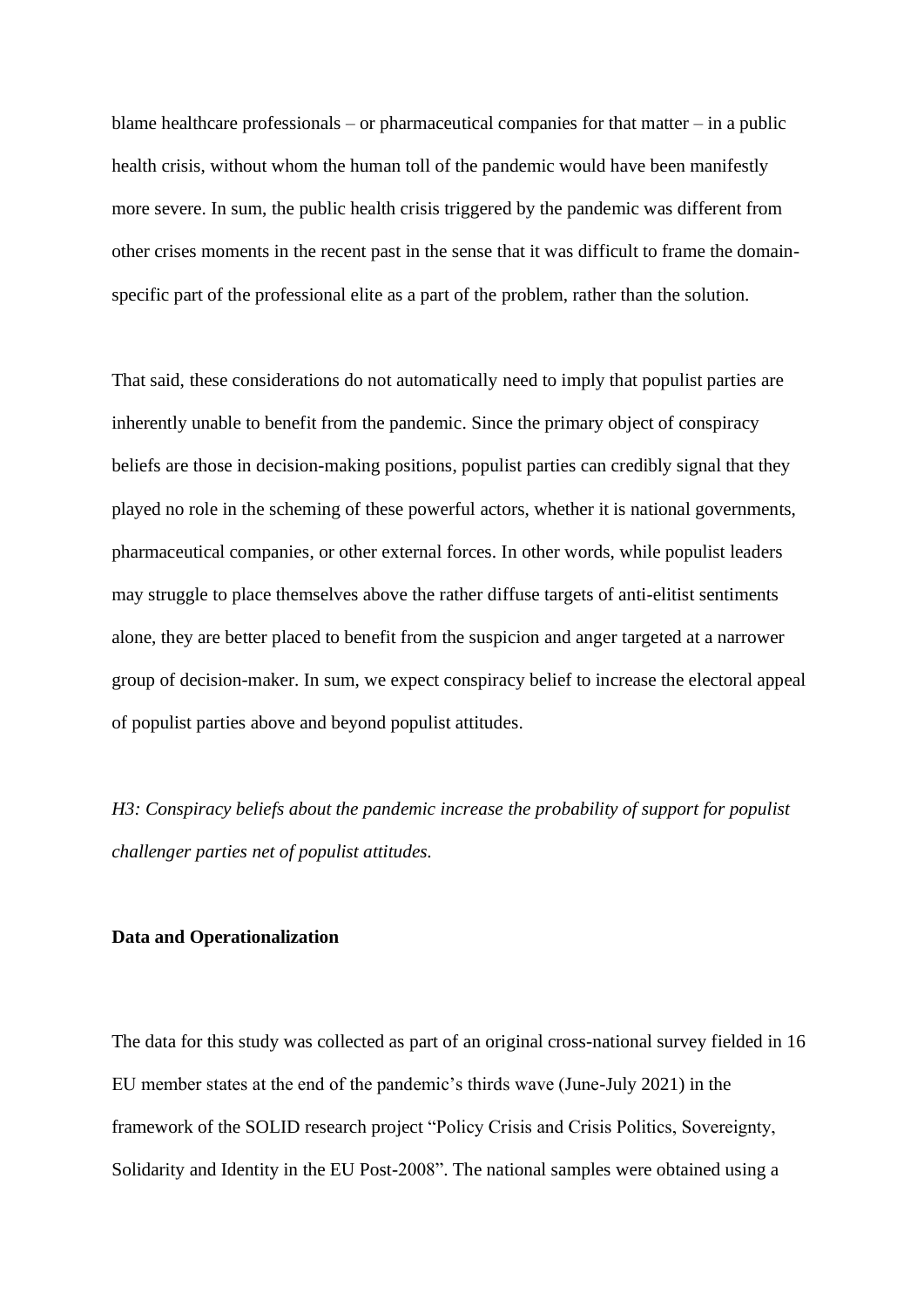blame healthcare professionals – or pharmaceutical companies for that matter – in a public health crisis, without whom the human toll of the pandemic would have been manifestly more severe. In sum, the public health crisis triggered by the pandemic was different from other crises moments in the recent past in the sense that it was difficult to frame the domain-specific part of the professional elite as a part of the problem, rather than the solution.

That said, these considerations do not automatically need to imply that populist parties are inherently unable to benefit from the pandemic. Since the primary object of conspiracy beliefs are those in decision-making positions, populist parties can credibly signal that they played no role in the scheming of these powerful actors, whether it is national governments, pharmaceutical companies, or other external forces. In other words, while populist leaders may struggle to place themselves above the rather diffuse targets of anti-elitist sentiments alone, they are better placed to benefit from the suspicion and anger targeted at a narrower group of decision-maker. In sum, we expect conspiracy belief to increase the electoral appeal of populist parties above and beyond populist attitudes.

*H3: Conspiracy beliefs about the pandemic increase the probability of support for populist challenger parties net of populist attitudes.*

**Data and Operationalization**

The data for this study was collected as part of an original cross-national survey fielded in 16 EU member states at the end of the pandemic's thirds wave (June-July 2021) in the framework of the SOLID research project "Policy Crisis and Crisis Politics, Sovereignty, Solidarity and Identity in the EU Post-2008". The national samples were obtained using a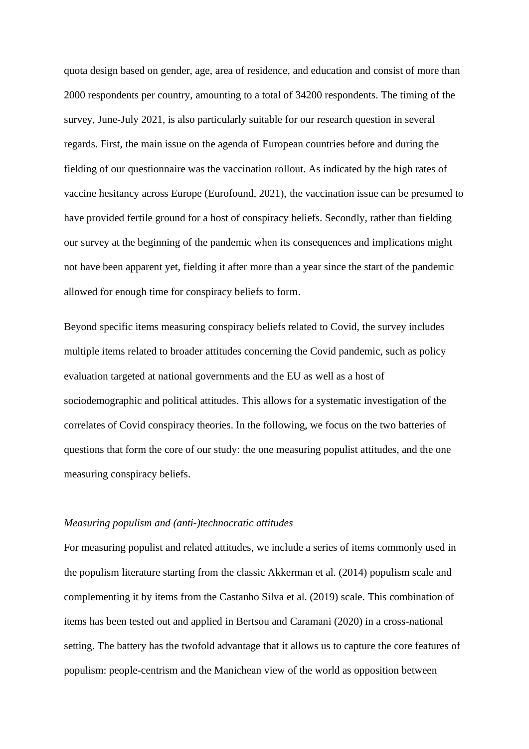quota design based on gender, age, area of residence, and education and consist of more than 2000 respondents per country, amounting to a total of 34200 respondents. The timing of the survey, June-July 2021, is also particularly suitable for our research question in several regards. First, the main issue on the agenda of European countries before and during the fielding of our questionnaire was the vaccination rollout. As indicated by the high rates of vaccine hesitancy across Europe (Eurofound, 2021), the vaccination issue can be presumed to have provided fertile ground for a host of conspiracy beliefs. Secondly, rather than fielding our survey at the beginning of the pandemic when its consequences and implications might not have been apparent yet, fielding it after more than a year since the start of the pandemic allowed for enough time for conspiracy beliefs to form.

Beyond specific items measuring conspiracy beliefs related to Covid, the survey includes multiple items related to broader attitudes concerning the Covid pandemic, such as policy evaluation targeted at national governments and the EU as well as a host of sociodemographic and political attitudes. This allows for a systematic investigation of the correlates of Covid conspiracy theories. In the following, we focus on the two batteries of questions that form the core of our study: the one measuring populist attitudes, and the one measuring conspiracy beliefs.

*Measuring populism and (anti-)technocratic attitudes*

For measuring populist and related attitudes, we include a series of items commonly used in the populism literature starting from the classic Akkerman et al. (2014) populism scale and complementing it by items from the Castanho Silva et al. (2019) scale. This combination of items has been tested out and applied in Bertsou and Caramani (2020) in a cross-national setting. The battery has the twofold advantage that it allows us to capture the core features of populism: people-centrism and the Manichean view of the world as opposition between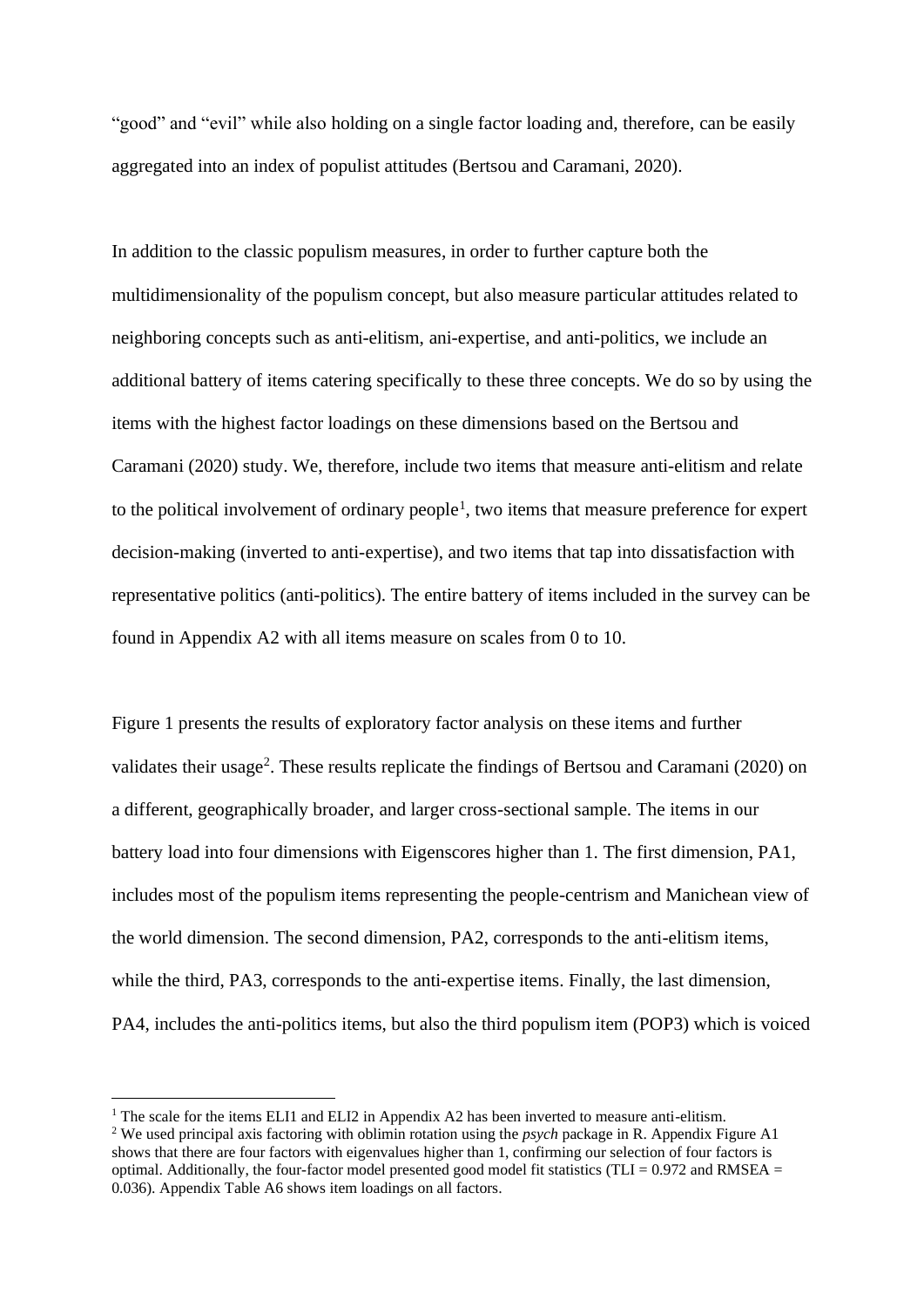"good" and "evil" while also holding on a single factor loading and, therefore, can be easily aggregated into an index of populist attitudes (Bertsou and Caramani, 2020).

In addition to the classic populism measures, in order to further capture both the multidimensionality of the populism concept, but also measure particular attitudes related to neighboring concepts such as anti-elitism, ani-expertise, and anti-politics, we include an additional battery of items catering specifically to these three concepts. We do so by using the items with the highest factor loadings on these dimensions based on the Bertsou and Caramani (2020) study. We, therefore, include two items that measure anti-elitism and relate to the political involvement of ordinary people[1], two items that measure preference for expert decision-making (inverted to anti-expertise), and two items that tap into dissatisfaction with representative politics (anti-politics). The entire battery of items included in the survey can be found in Appendix A2 with all items measure on scales from 0 to 10.

Figure 1 presents the results of exploratory factor analysis on these items and further validates their usage[2]. These results replicate the findings of Bertsou and Caramani (2020) on a different, geographically broader, and larger cross-sectional sample. The items in our battery load into four dimensions with Eigenscores higher than 1. The first dimension, PA1, includes most of the populism items representing the people-centrism and Manichean view of the world dimension. The second dimension, PA2, corresponds to the anti-elitism items, while the third, PA3, corresponds to the anti-expertise items. Finally, the last dimension, PA4, includes the anti-politics items, but also the third populism item (POP3) which is voiced

[1] The scale for the items ELI1 and ELI2 in Appendix A2 has been inverted to measure anti-elitism.

[2] We used principal axis factoring with oblimin rotation using the *psych* package in R. Appendix Figure A1 shows that there are four factors with eigenvalues higher than 1, confirming our selection of four factors is optimal. Additionally, the four-factor model presented good model fit statistics (TLI = 0.972 and RMSEA = 0.036). Appendix Table A6 shows item loadings on all factors.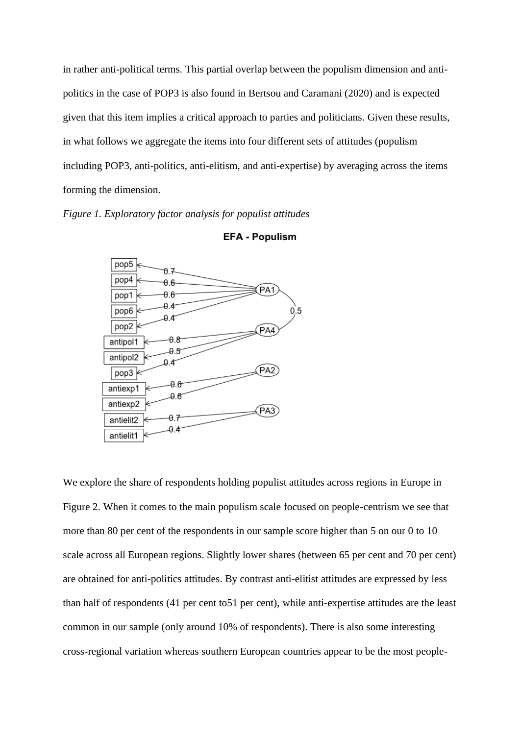in rather anti-political terms. This partial overlap between the populism dimension and anti-politics in the case of POP3 is also found in Bertsou and Caramani (2020) and is expected given that this item implies a critical approach to parties and politicians. Given these results, in what follows we aggregate the items into four different sets of attitudes (populism including POP3, anti-politics, anti-elitism, and anti-expertise) by averaging across the items forming the dimension.

*Figure 1. Exploratory factor analysis for populist attitudes*

We explore the share of respondents holding populist attitudes across regions in Europe in Figure 2. When it comes to the main populism scale focused on people-centrism we see that more than 80 per cent of the respondents in our sample score higher than 5 on our 0 to 10 scale across all European regions. Slightly lower shares (between 65 per cent and 70 per cent) are obtained for anti-politics attitudes. By contrast anti-elitist attitudes are expressed by less than half of respondents (41 per cent to51 per cent), while anti-expertise attitudes are the least common in our sample (only around 10% of respondents). There is also some interesting cross-regional variation whereas southern European countries appear to be the most people-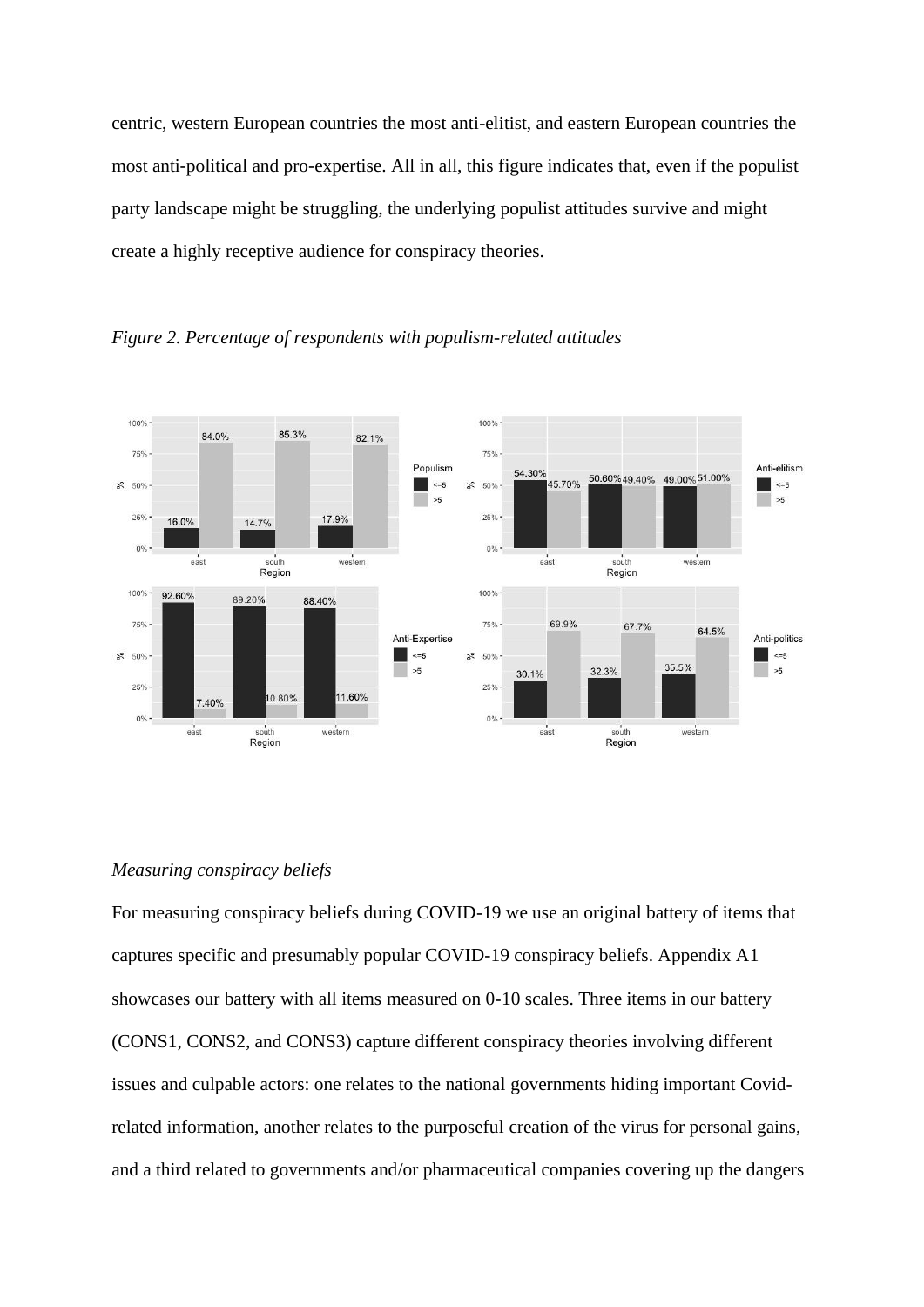centric, western European countries the most anti-elitist, and eastern European countries the most anti-political and pro-expertise. All in all, this figure indicates that, even if the populist party landscape might be struggling, the underlying populist attitudes survive and might create a highly receptive audience for conspiracy theories.

*Figure 2. Percentage of respondents with populism-related attitudes*

*Measuring conspiracy beliefs*

For measuring conspiracy beliefs during COVID-19 we use an original battery of items that captures specific and presumably popular COVID-19 conspiracy beliefs. Appendix A1 showcases our battery with all items measured on 0-10 scales. Three items in our battery (CONS1, CONS2, and CONS3) capture different conspiracy theories involving different issues and culpable actors: one relates to the national governments hiding important Covid-related information, another relates to the purposeful creation of the virus for personal gains, and a third related to governments and/or pharmaceutical companies covering up the dangers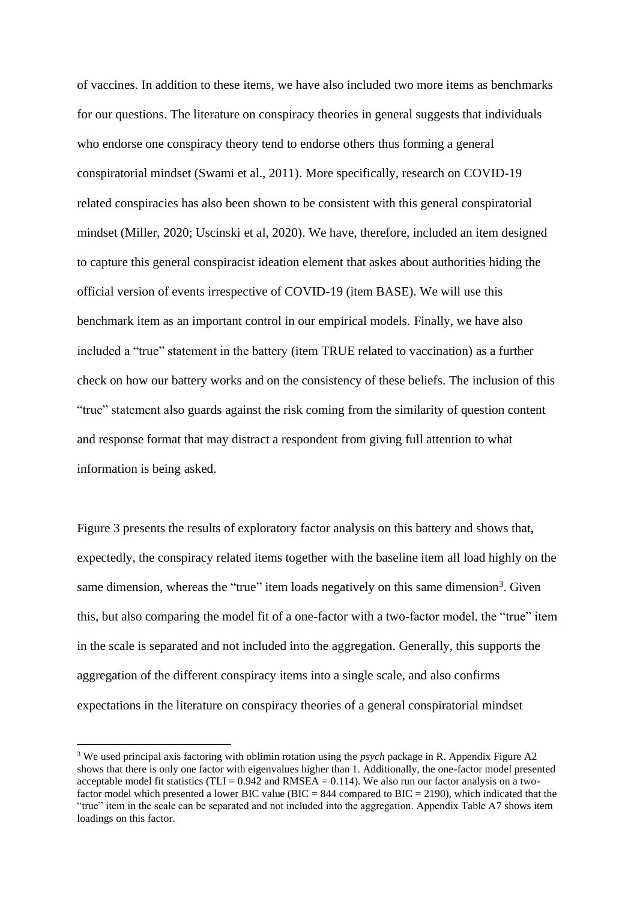of vaccines. In addition to these items, we have also included two more items as benchmarks for our questions. The literature on conspiracy theories in general suggests that individuals who endorse one conspiracy theory tend to endorse others thus forming a general conspiratorial mindset (Swami et al., 2011). More specifically, research on COVID-19 related conspiracies has also been shown to be consistent with this general conspiratorial mindset (Miller, 2020; Uscinski et al, 2020). We have, therefore, included an item designed to capture this general conspiracist ideation element that askes about authorities hiding the official version of events irrespective of COVID-19 (item BASE). We will use this benchmark item as an important control in our empirical models. Finally, we have also included a "true" statement in the battery (item TRUE related to vaccination) as a further check on how our battery works and on the consistency of these beliefs. The inclusion of this "true" statement also guards against the risk coming from the similarity of question content and response format that may distract a respondent from giving full attention to what information is being asked.

Figure 3 presents the results of exploratory factor analysis on this battery and shows that, expectedly, the conspiracy related items together with the baseline item all load highly on the same dimension, whereas the "true" item loads negatively on this same dimension[3]. Given this, but also comparing the model fit of a one-factor with a two-factor model, the "true" item in the scale is separated and not included into the aggregation. Generally, this supports the aggregation of the different conspiracy items into a single scale, and also confirms expectations in the literature on conspiracy theories of a general conspiratorial mindset

[3] We used principal axis factoring with oblimin rotation using the *psych* package in R. Appendix Figure A2 shows that there is only one factor with eigenvalues higher than 1. Additionally, the one-factor model presented acceptable model fit statistics (TLI = 0.942 and RMSEA = 0.114). We also run our factor analysis on a two-factor model which presented a lower BIC value (BIC = 844 compared to BIC = 2190), which indicated that the "true" item in the scale can be separated and not included into the aggregation. Appendix Table A7 shows item loadings on this factor.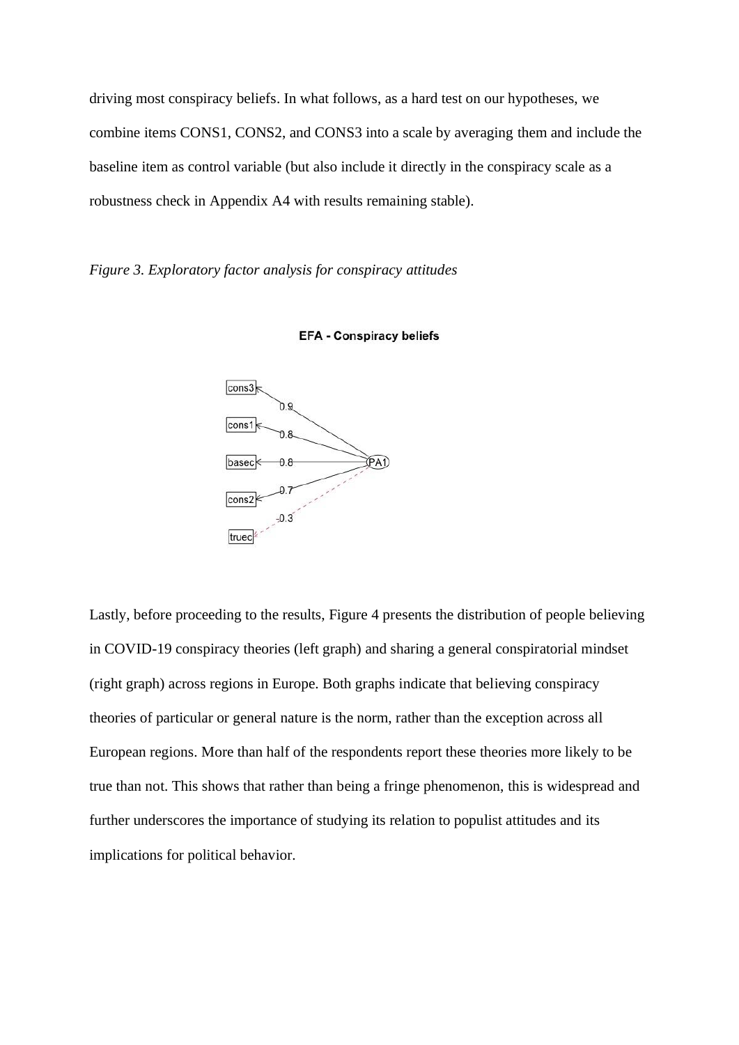driving most conspiracy beliefs. In what follows, as a hard test on our hypotheses, we combine items CONS1, CONS2, and CONS3 into a scale by averaging them and include the baseline item as control variable (but also include it directly in the conspiracy scale as a robustness check in Appendix A4 with results remaining stable).

*Figure 3. Exploratory factor analysis for conspiracy attitudes*

Lastly, before proceeding to the results, Figure 4 presents the distribution of people believing in COVID-19 conspiracy theories (left graph) and sharing a general conspiratorial mindset (right graph) across regions in Europe. Both graphs indicate that believing conspiracy theories of particular or general nature is the norm, rather than the exception across all European regions. More than half of the respondents report these theories more likely to be true than not. This shows that rather than being a fringe phenomenon, this is widespread and further underscores the importance of studying its relation to populist attitudes and its implications for political behavior.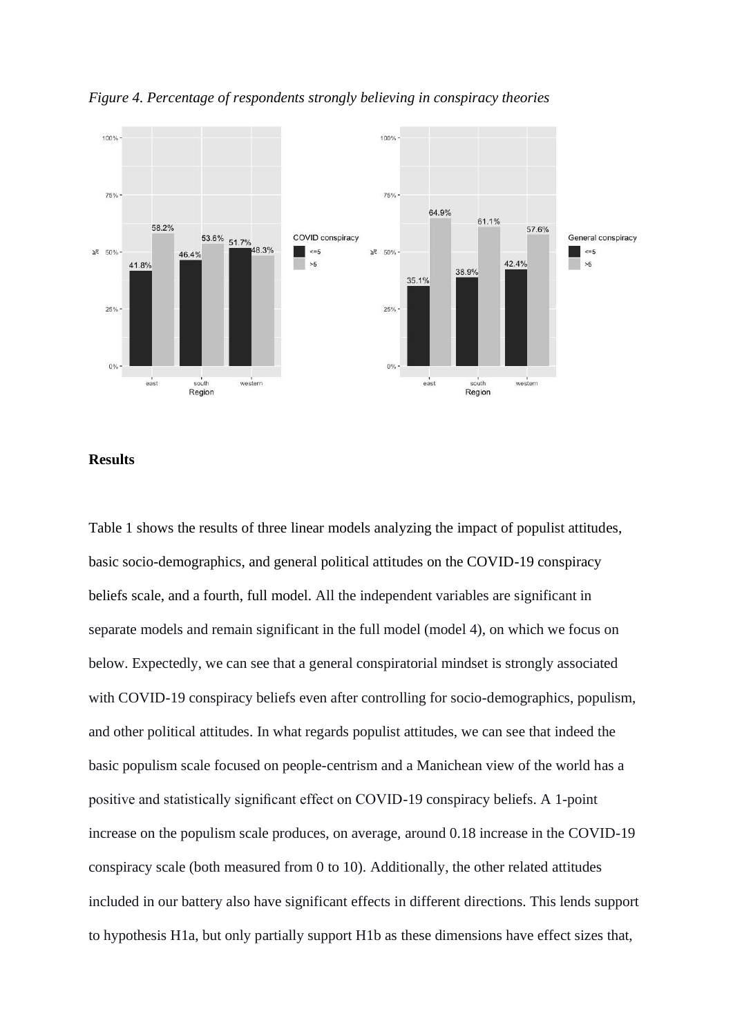*Figure 4. Percentage of respondents strongly believing in conspiracy theories*

**Results**

Table 1 shows the results of three linear models analyzing the impact of populist attitudes, basic socio-demographics, and general political attitudes on the COVID-19 conspiracy beliefs scale, and a fourth, full model. All the independent variables are significant in separate models and remain significant in the full model (model 4), on which we focus on below. Expectedly, we can see that a general conspiratorial mindset is strongly associated with COVID-19 conspiracy beliefs even after controlling for socio-demographics, populism, and other political attitudes. In what regards populist attitudes, we can see that indeed the basic populism scale focused on people-centrism and a Manichean view of the world has a positive and statistically significant effect on COVID-19 conspiracy beliefs. A 1-point increase on the populism scale produces, on average, around 0.18 increase in the COVID-19 conspiracy scale (both measured from 0 to 10). Additionally, the other related attitudes included in our battery also have significant effects in different directions. This lends support to hypothesis H1a, but only partially support H1b as these dimensions have effect sizes that,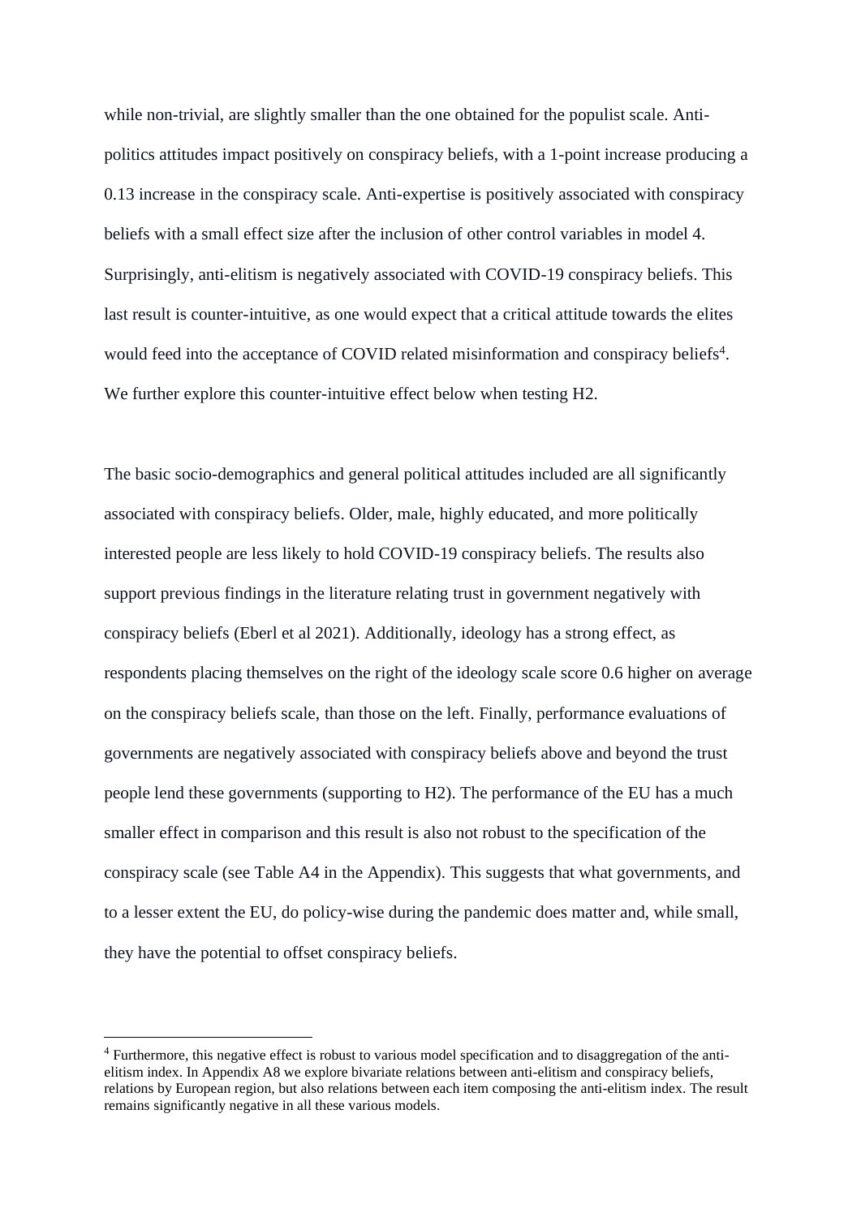while non-trivial, are slightly smaller than the one obtained for the populist scale. Anti-politics attitudes impact positively on conspiracy beliefs, with a 1-point increase producing a 0.13 increase in the conspiracy scale. Anti-expertise is positively associated with conspiracy beliefs with a small effect size after the inclusion of other control variables in model 4. Surprisingly, anti-elitism is negatively associated with COVID-19 conspiracy beliefs. This last result is counter-intuitive, as one would expect that a critical attitude towards the elites would feed into the acceptance of COVID related misinformation and conspiracy beliefs[4]. We further explore this counter-intuitive effect below when testing H2.

The basic socio-demographics and general political attitudes included are all significantly associated with conspiracy beliefs. Older, male, highly educated, and more politically interested people are less likely to hold COVID-19 conspiracy beliefs. The results also support previous findings in the literature relating trust in government negatively with conspiracy beliefs (Eberl et al 2021). Additionally, ideology has a strong effect, as respondents placing themselves on the right of the ideology scale score 0.6 higher on average on the conspiracy beliefs scale, than those on the left. Finally, performance evaluations of governments are negatively associated with conspiracy beliefs above and beyond the trust people lend these governments (supporting to H2). The performance of the EU has a much smaller effect in comparison and this result is also not robust to the specification of the conspiracy scale (see Table A4 in the Appendix). This suggests that what governments, and to a lesser extent the EU, do policy-wise during the pandemic does matter and, while small, they have the potential to offset conspiracy beliefs.

[4] Furthermore, this negative effect is robust to various model specification and to disaggregation of the anti-elitism index. In Appendix A8 we explore bivariate relations between anti-elitism and conspiracy beliefs, relations by European region, but also relations between each item composing the anti-elitism index. The result remains significantly negative in all these various models.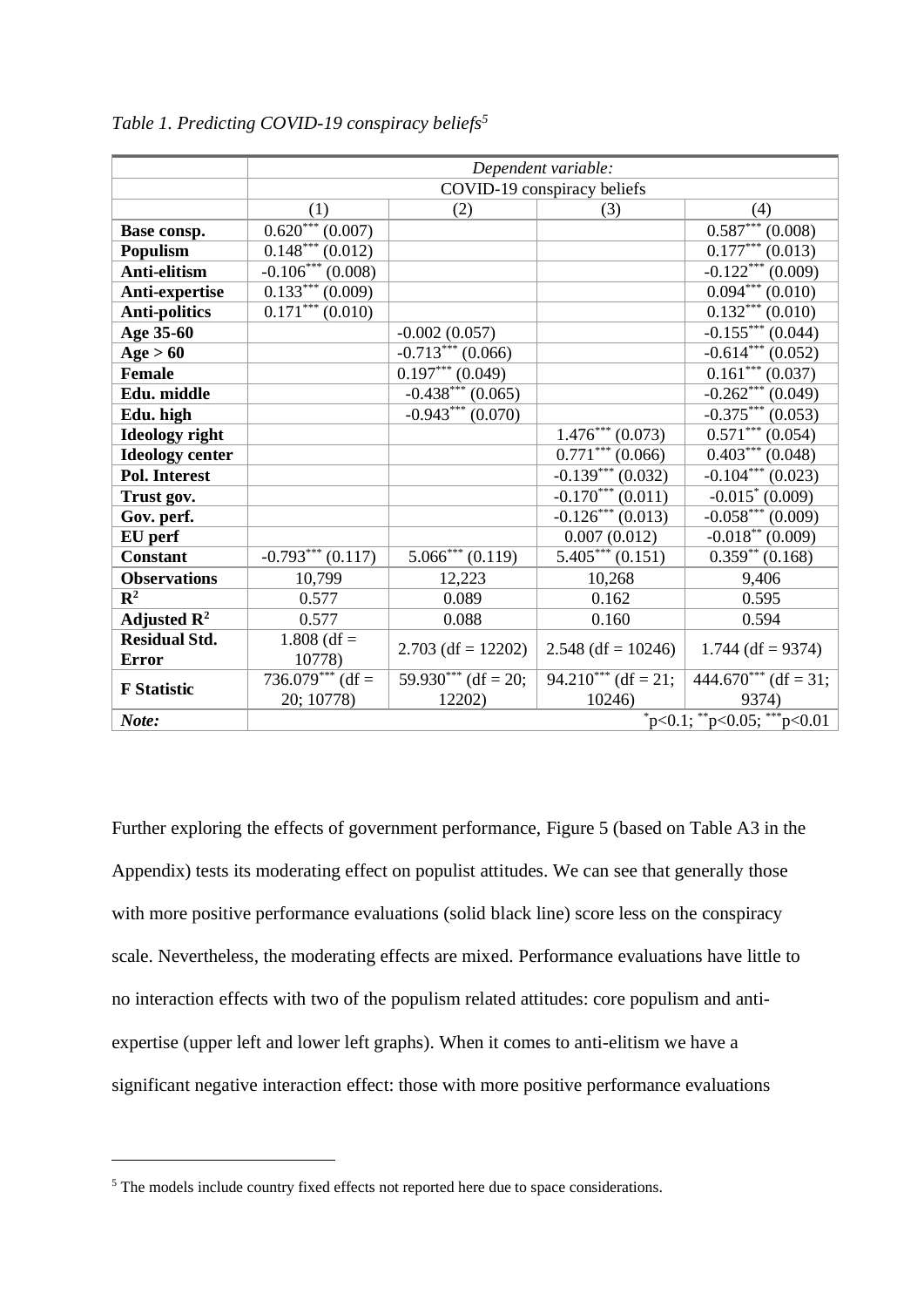*Table 1. Predicting COVID-19 conspiracy beliefs*[5]

| | *Dependent variable:* | | | |
|---|---|---|---|---|
| | COVID-19 conspiracy beliefs | | | |
| | (1) | (2) | (3) | (4) |
| **Base consp.** | 0.620$^{***}$ (0.007) | | | 0.587$^{***}$ (0.008) |
| **Populism** | 0.148$^{***}$ (0.012) | | | 0.177$^{***}$ (0.013) |
| **Anti-elitism** | -0.106$^{***}$ (0.008) | | | -0.122$^{***}$ (0.009) |
| **Anti-expertise** | 0.133$^{***}$ (0.009) | | | 0.094$^{***}$ (0.010) |
| **Anti-politics** | 0.171$^{***}$ (0.010) | | | 0.132$^{***}$ (0.010) |
| **Age 35-60** | | -0.002 (0.057) | | -0.155$^{***}$ (0.044) |
| **Age > 60** | | -0.713$^{***}$ (0.066) | | -0.614$^{***}$ (0.052) |
| **Female** | | 0.197$^{***}$ (0.049) | | 0.161$^{***}$ (0.037) |
| **Edu. middle** | | -0.438$^{***}$ (0.065) | | -0.262$^{***}$ (0.049) |
| **Edu. high** | | -0.943$^{***}$ (0.070) | | -0.375$^{***}$ (0.053) |
| **Ideology right** | | | 1.476$^{***}$ (0.073) | 0.571$^{***}$ (0.054) |
| **Ideology center** | | | 0.771$^{***}$ (0.066) | 0.403$^{***}$ (0.048) |
| **Pol. Interest** | | | -0.139$^{***}$ (0.032) | -0.104$^{***}$ (0.023) |
| **Trust gov.** | | | -0.170$^{***}$ (0.011) | -0.015$^{*}$ (0.009) |
| **Gov. perf.** | | | -0.126$^{***}$ (0.013) | -0.058$^{***}$ (0.009) |
| **EU perf** | | | 0.007 (0.012) | -0.018$^{**}$ (0.009) |
| **Constant** | -0.793$^{***}$ (0.117) | 5.066$^{***}$ (0.119) | 5.405$^{***}$ (0.151) | 0.359$^{**}$ (0.168) |
| **Observations** | 10,799 | 12,223 | 10,268 | 9,406 |
| $\mathbf{R^2}$ | 0.577 | 0.089 | 0.162 | 0.595 |
| **Adjusted $\mathbf{R^2}$** | 0.577 | 0.088 | 0.160 | 0.594 |
| **Residual Std. Error** | 1.808 (df = 10778) | 2.703 (df = 12202) | 2.548 (df = 10246) | 1.744 (df = 9374) |
| **F Statistic** | 736.079$^{***}$ (df = 20; 10778) | 59.930$^{***}$ (df = 20; 12202) | 94.210$^{***}$ (df = 21; 10246) | 444.670$^{***}$ (df = 31; 9374) |
| ***Note:*** | | | | $^{*}$p<0.1; $^{**}$p<0.05; $^{***}$p<0.01 |

Further exploring the effects of government performance, Figure 5 (based on Table A3 in the Appendix) tests its moderating effect on populist attitudes. We can see that generally those with more positive performance evaluations (solid black line) score less on the conspiracy scale. Nevertheless, the moderating effects are mixed. Performance evaluations have little to no interaction effects with two of the populism related attitudes: core populism and anti-expertise (upper left and lower left graphs). When it comes to anti-elitism we have a significant negative interaction effect: those with more positive performance evaluations

[5] The models include country fixed effects not reported here due to space considerations.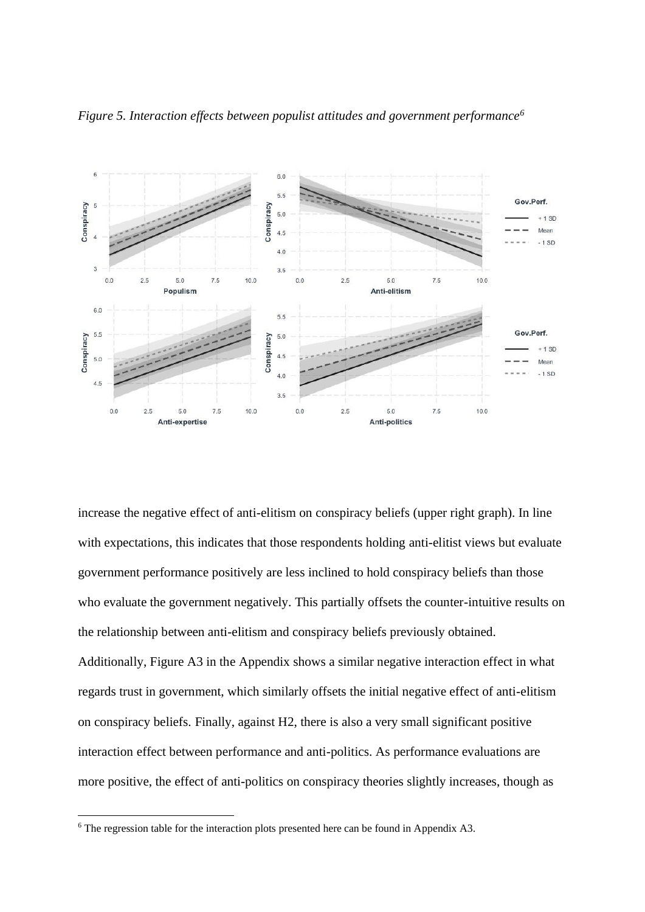*Figure 5. Interaction effects between populist attitudes and government performance*[6]

increase the negative effect of anti-elitism on conspiracy beliefs (upper right graph). In line with expectations, this indicates that those respondents holding anti-elitist views but evaluate government performance positively are less inclined to hold conspiracy beliefs than those who evaluate the government negatively. This partially offsets the counter-intuitive results on the relationship between anti-elitism and conspiracy beliefs previously obtained. Additionally, Figure A3 in the Appendix shows a similar negative interaction effect in what regards trust in government, which similarly offsets the initial negative effect of anti-elitism on conspiracy beliefs. Finally, against H2, there is also a very small significant positive interaction effect between performance and anti-politics. As performance evaluations are more positive, the effect of anti-politics on conspiracy theories slightly increases, though as

[6] The regression table for the interaction plots presented here can be found in Appendix A3.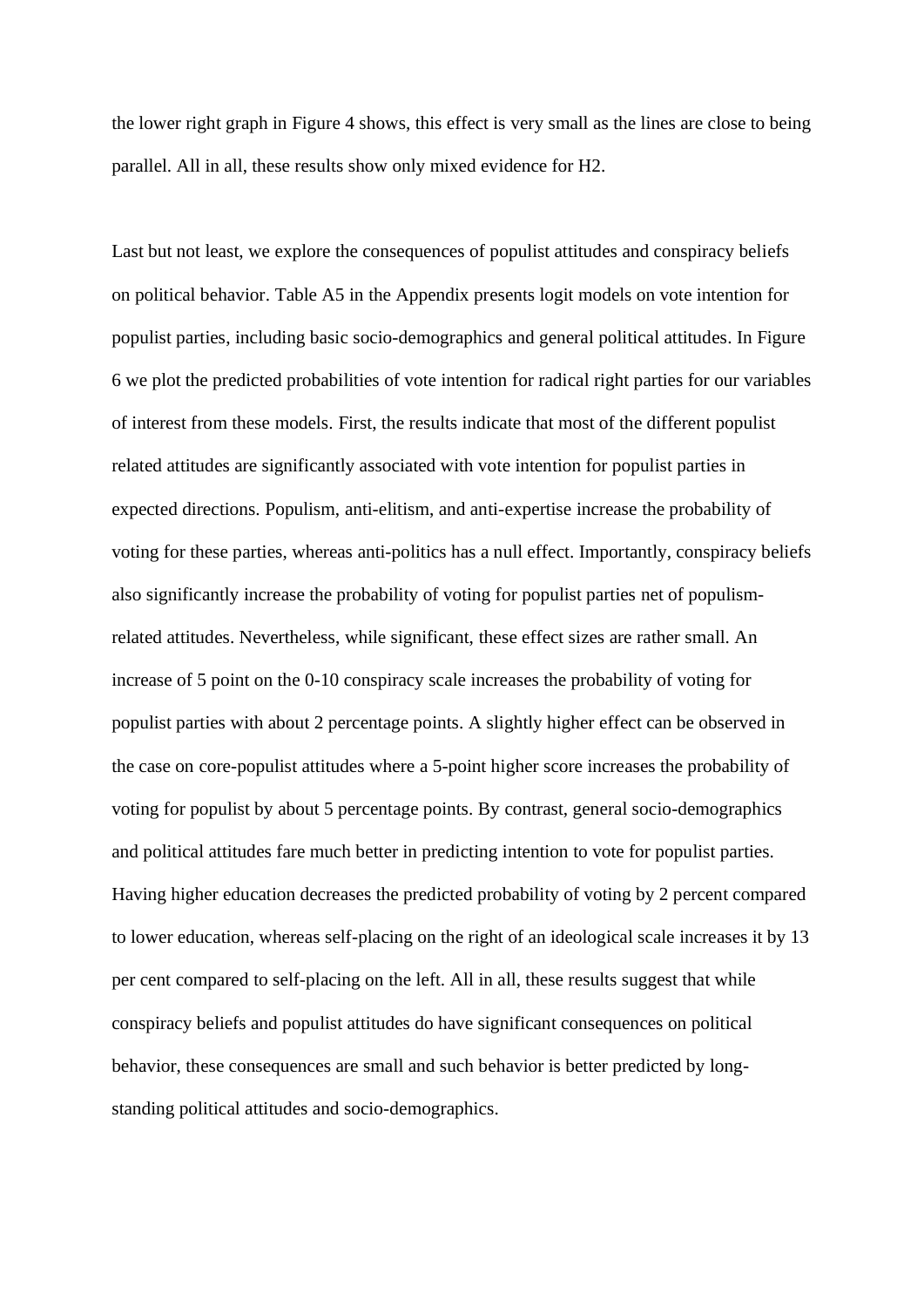the lower right graph in Figure 4 shows, this effect is very small as the lines are close to being parallel. All in all, these results show only mixed evidence for H2.

Last but not least, we explore the consequences of populist attitudes and conspiracy beliefs on political behavior. Table A5 in the Appendix presents logit models on vote intention for populist parties, including basic socio-demographics and general political attitudes. In Figure 6 we plot the predicted probabilities of vote intention for radical right parties for our variables of interest from these models. First, the results indicate that most of the different populist related attitudes are significantly associated with vote intention for populist parties in expected directions. Populism, anti-elitism, and anti-expertise increase the probability of voting for these parties, whereas anti-politics has a null effect. Importantly, conspiracy beliefs also significantly increase the probability of voting for populist parties net of populism-related attitudes. Nevertheless, while significant, these effect sizes are rather small. An increase of 5 point on the 0-10 conspiracy scale increases the probability of voting for populist parties with about 2 percentage points. A slightly higher effect can be observed in the case on core-populist attitudes where a 5-point higher score increases the probability of voting for populist by about 5 percentage points. By contrast, general socio-demographics and political attitudes fare much better in predicting intention to vote for populist parties. Having higher education decreases the predicted probability of voting by 2 percent compared to lower education, whereas self-placing on the right of an ideological scale increases it by 13 per cent compared to self-placing on the left. All in all, these results suggest that while conspiracy beliefs and populist attitudes do have significant consequences on political behavior, these consequences are small and such behavior is better predicted by long-standing political attitudes and socio-demographics.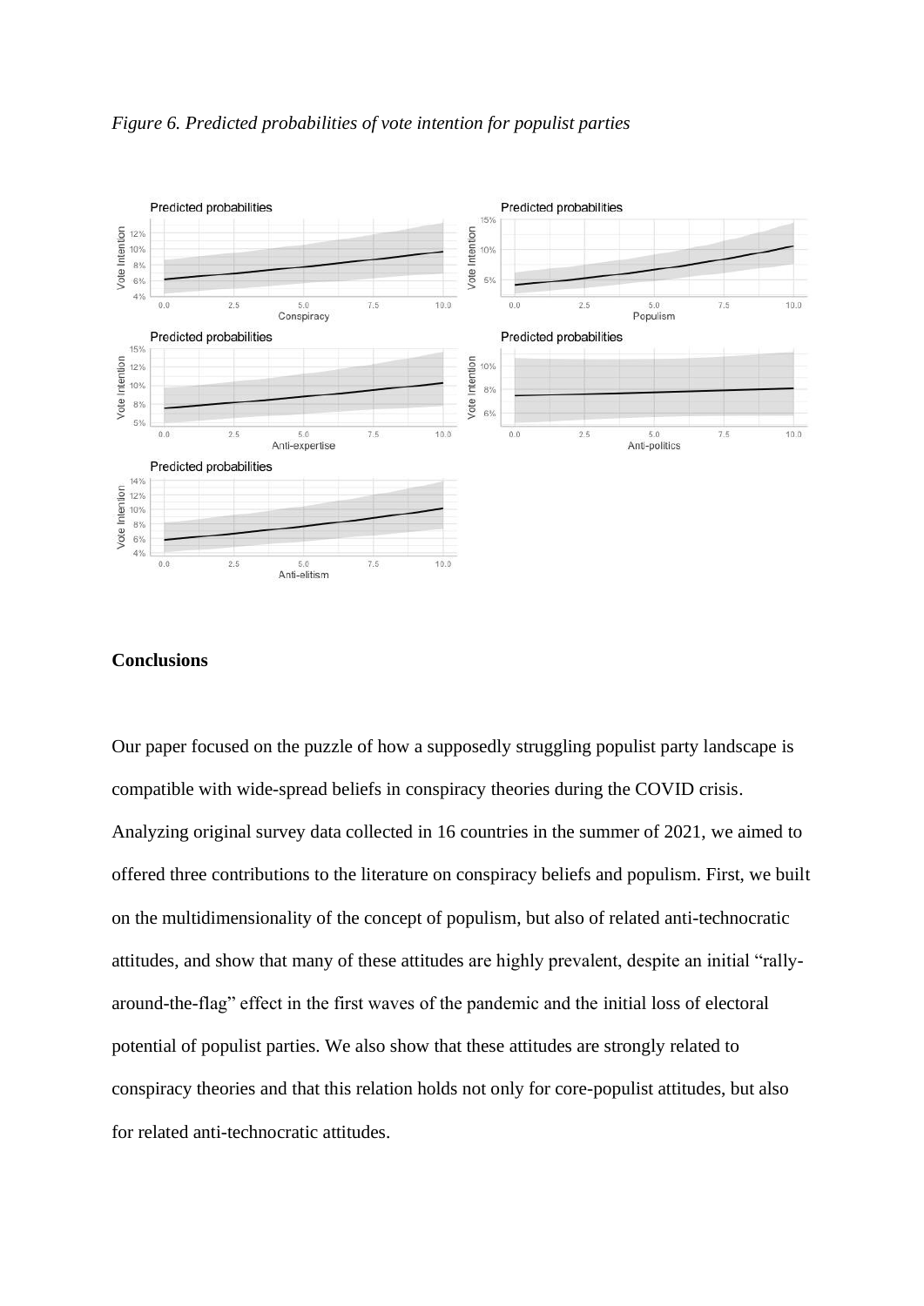*Figure 6. Predicted probabilities of vote intention for populist parties*

## Conclusions

Our paper focused on the puzzle of how a supposedly struggling populist party landscape is compatible with wide-spread beliefs in conspiracy theories during the COVID crisis. Analyzing original survey data collected in 16 countries in the summer of 2021, we aimed to offered three contributions to the literature on conspiracy beliefs and populism. First, we built on the multidimensionality of the concept of populism, but also of related anti-technocratic attitudes, and show that many of these attitudes are highly prevalent, despite an initial "rally-around-the-flag" effect in the first waves of the pandemic and the initial loss of electoral potential of populist parties. We also show that these attitudes are strongly related to conspiracy theories and that this relation holds not only for core-populist attitudes, but also for related anti-technocratic attitudes.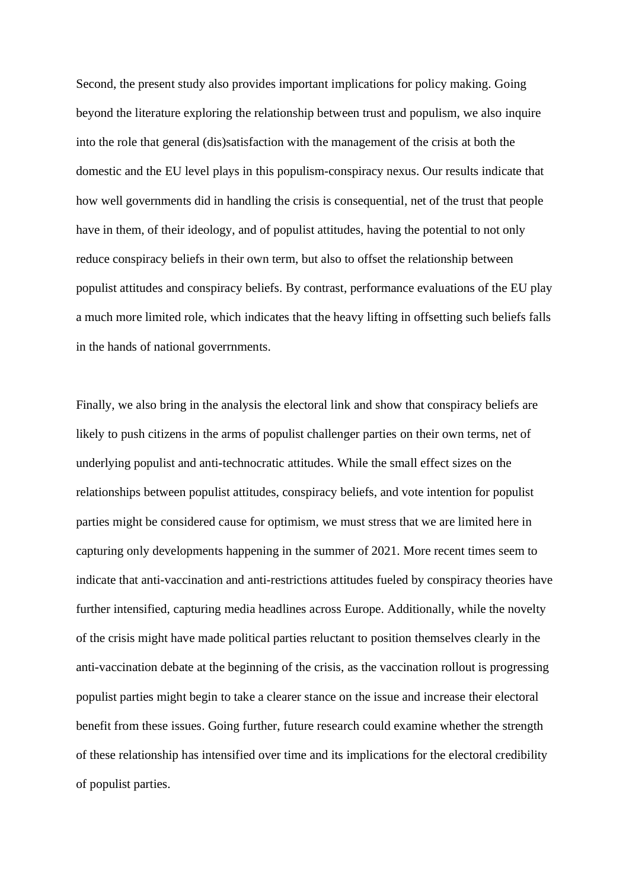Second, the present study also provides important implications for policy making. Going beyond the literature exploring the relationship between trust and populism, we also inquire into the role that general (dis)satisfaction with the management of the crisis at both the domestic and the EU level plays in this populism-conspiracy nexus. Our results indicate that how well governments did in handling the crisis is consequential, net of the trust that people have in them, of their ideology, and of populist attitudes, having the potential to not only reduce conspiracy beliefs in their own term, but also to offset the relationship between populist attitudes and conspiracy beliefs. By contrast, performance evaluations of the EU play a much more limited role, which indicates that the heavy lifting in offsetting such beliefs falls in the hands of national goverrnments.

Finally, we also bring in the analysis the electoral link and show that conspiracy beliefs are likely to push citizens in the arms of populist challenger parties on their own terms, net of underlying populist and anti-technocratic attitudes. While the small effect sizes on the relationships between populist attitudes, conspiracy beliefs, and vote intention for populist parties might be considered cause for optimism, we must stress that we are limited here in capturing only developments happening in the summer of 2021. More recent times seem to indicate that anti-vaccination and anti-restrictions attitudes fueled by conspiracy theories have further intensified, capturing media headlines across Europe. Additionally, while the novelty of the crisis might have made political parties reluctant to position themselves clearly in the anti-vaccination debate at the beginning of the crisis, as the vaccination rollout is progressing populist parties might begin to take a clearer stance on the issue and increase their electoral benefit from these issues. Going further, future research could examine whether the strength of these relationship has intensified over time and its implications for the electoral credibility of populist parties.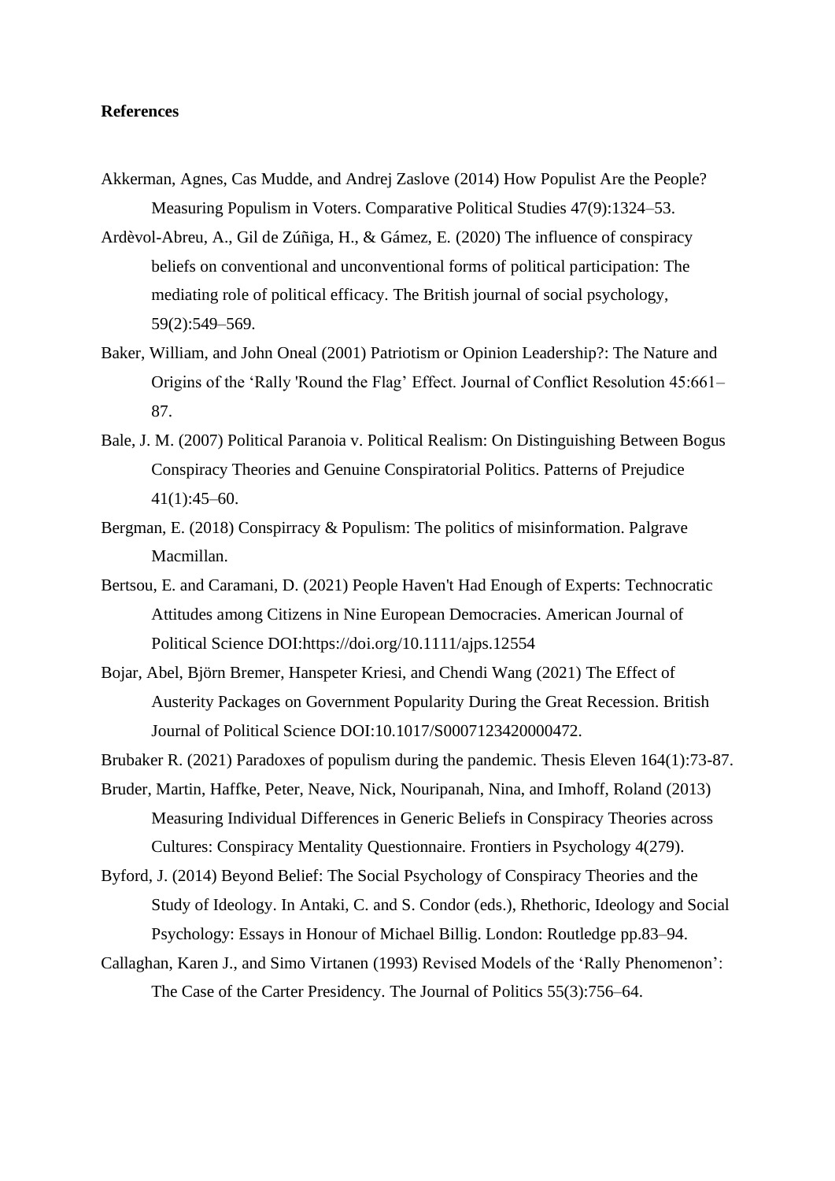**References**

Akkerman, Agnes, Cas Mudde, and Andrej Zaslove (2014) How Populist Are the People? Measuring Populism in Voters. Comparative Political Studies 47(9):1324–53.

Ardèvol-Abreu, A., Gil de Zúñiga, H., & Gámez, E. (2020) The influence of conspiracy beliefs on conventional and unconventional forms of political participation: The mediating role of political efficacy. The British journal of social psychology, 59(2):549–569.

Baker, William, and John Oneal (2001) Patriotism or Opinion Leadership?: The Nature and Origins of the 'Rally 'Round the Flag' Effect. Journal of Conflict Resolution 45:661–87.

Bale, J. M. (2007) Political Paranoia v. Political Realism: On Distinguishing Between Bogus Conspiracy Theories and Genuine Conspiratorial Politics. Patterns of Prejudice 41(1):45–60.

Bergman, E. (2018) Conspirracy & Populism: The politics of misinformation. Palgrave Macmillan.

Bertsou, E. and Caramani, D. (2021) People Haven't Had Enough of Experts: Technocratic Attitudes among Citizens in Nine European Democracies. American Journal of Political Science DOI:https://doi.org/10.1111/ajps.12554

Bojar, Abel, Björn Bremer, Hanspeter Kriesi, and Chendi Wang (2021) The Effect of Austerity Packages on Government Popularity During the Great Recession. British Journal of Political Science DOI:10.1017/S0007123420000472.

Brubaker R. (2021) Paradoxes of populism during the pandemic. Thesis Eleven 164(1):73-87.

Bruder, Martin, Haffke, Peter, Neave, Nick, Nouripanah, Nina, and Imhoff, Roland (2013) Measuring Individual Differences in Generic Beliefs in Conspiracy Theories across Cultures: Conspiracy Mentality Questionnaire. Frontiers in Psychology 4(279).

Byford, J. (2014) Beyond Belief: The Social Psychology of Conspiracy Theories and the Study of Ideology. In Antaki, C. and S. Condor (eds.), Rhethoric, Ideology and Social Psychology: Essays in Honour of Michael Billig. London: Routledge pp.83–94.

Callaghan, Karen J., and Simo Virtanen (1993) Revised Models of the 'Rally Phenomenon': The Case of the Carter Presidency. The Journal of Politics 55(3):756–64.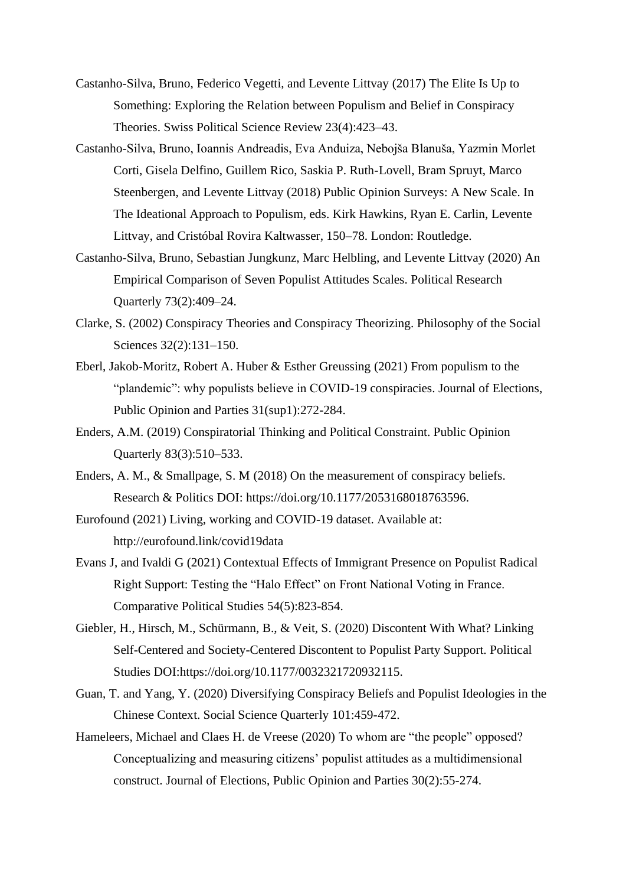Castanho-Silva, Bruno, Federico Vegetti, and Levente Littvay (2017) The Elite Is Up to Something: Exploring the Relation between Populism and Belief in Conspiracy Theories. Swiss Political Science Review 23(4):423–43.

Castanho-Silva, Bruno, Ioannis Andreadis, Eva Anduiza, Nebojša Blanuša, Yazmin Morlet Corti, Gisela Delfino, Guillem Rico, Saskia P. Ruth-Lovell, Bram Spruyt, Marco Steenbergen, and Levente Littvay (2018) Public Opinion Surveys: A New Scale. In The Ideational Approach to Populism, eds. Kirk Hawkins, Ryan E. Carlin, Levente Littvay, and Cristóbal Rovira Kaltwasser, 150–78. London: Routledge.

Castanho-Silva, Bruno, Sebastian Jungkunz, Marc Helbling, and Levente Littvay (2020) An Empirical Comparison of Seven Populist Attitudes Scales. Political Research Quarterly 73(2):409–24.

Clarke, S. (2002) Conspiracy Theories and Conspiracy Theorizing. Philosophy of the Social Sciences 32(2):131–150.

Eberl, Jakob-Moritz, Robert A. Huber & Esther Greussing (2021) From populism to the "plandemic": why populists believe in COVID-19 conspiracies. Journal of Elections, Public Opinion and Parties 31(sup1):272-284.

Enders, A.M. (2019) Conspiratorial Thinking and Political Constraint. Public Opinion Quarterly 83(3):510–533.

Enders, A. M., & Smallpage, S. M (2018) On the measurement of conspiracy beliefs. Research & Politics DOI: https://doi.org/10.1177/2053168018763596.

Eurofound (2021) Living, working and COVID-19 dataset. Available at: http://eurofound.link/covid19data

Evans J, and Ivaldi G (2021) Contextual Effects of Immigrant Presence on Populist Radical Right Support: Testing the "Halo Effect" on Front National Voting in France. Comparative Political Studies 54(5):823-854.

Giebler, H., Hirsch, M., Schürmann, B., & Veit, S. (2020) Discontent With What? Linking Self-Centered and Society-Centered Discontent to Populist Party Support. Political Studies DOI:https://doi.org/10.1177/0032321720932115.

Guan, T. and Yang, Y. (2020) Diversifying Conspiracy Beliefs and Populist Ideologies in the Chinese Context. Social Science Quarterly 101:459-472.

Hameleers, Michael and Claes H. de Vreese (2020) To whom are "the people" opposed? Conceptualizing and measuring citizens' populist attitudes as a multidimensional construct. Journal of Elections, Public Opinion and Parties 30(2):55-274.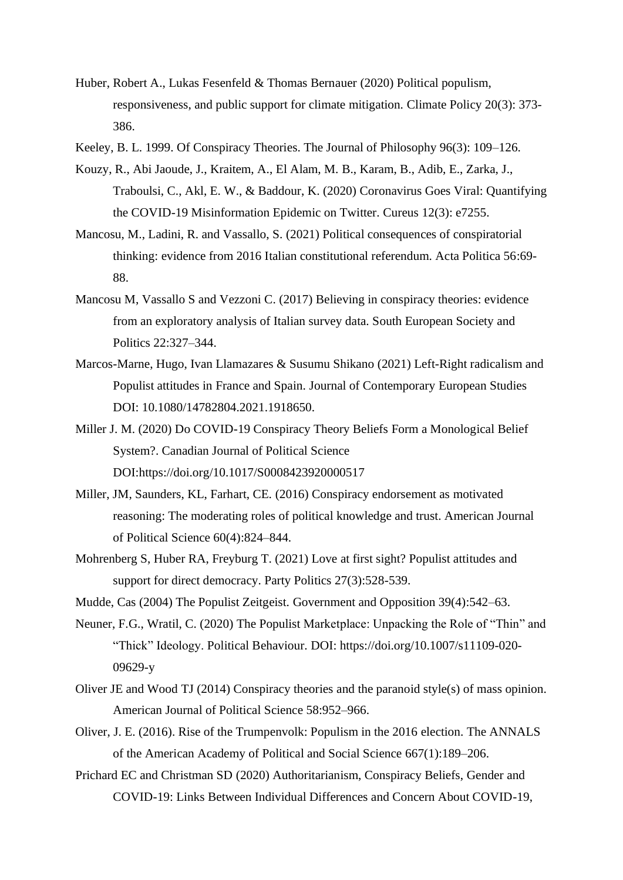Huber, Robert A., Lukas Fesenfeld & Thomas Bernauer (2020) Political populism, responsiveness, and public support for climate mitigation. Climate Policy 20(3): 373-386.

Keeley, B. L. 1999. Of Conspiracy Theories. The Journal of Philosophy 96(3): 109–126.

Kouzy, R., Abi Jaoude, J., Kraitem, A., El Alam, M. B., Karam, B., Adib, E., Zarka, J., Traboulsi, C., Akl, E. W., & Baddour, K. (2020) Coronavirus Goes Viral: Quantifying the COVID-19 Misinformation Epidemic on Twitter. Cureus 12(3): e7255.

Mancosu, M., Ladini, R. and Vassallo, S. (2021) Political consequences of conspiratorial thinking: evidence from 2016 Italian constitutional referendum. Acta Politica 56:69-88.

Mancosu M, Vassallo S and Vezzoni C. (2017) Believing in conspiracy theories: evidence from an exploratory analysis of Italian survey data. South European Society and Politics 22:327–344.

Marcos-Marne, Hugo, Ivan Llamazares & Susumu Shikano (2021) Left-Right radicalism and Populist attitudes in France and Spain. Journal of Contemporary European Studies DOI: 10.1080/14782804.2021.1918650.

Miller J. M. (2020) Do COVID-19 Conspiracy Theory Beliefs Form a Monological Belief System?. Canadian Journal of Political Science DOI:https://doi.org/10.1017/S0008423920000517

Miller, JM, Saunders, KL, Farhart, CE. (2016) Conspiracy endorsement as motivated reasoning: The moderating roles of political knowledge and trust. American Journal of Political Science 60(4):824–844.

Mohrenberg S, Huber RA, Freyburg T. (2021) Love at first sight? Populist attitudes and support for direct democracy. Party Politics 27(3):528-539.

Mudde, Cas (2004) The Populist Zeitgeist. Government and Opposition 39(4):542–63.

Neuner, F.G., Wratil, C. (2020) The Populist Marketplace: Unpacking the Role of "Thin" and "Thick" Ideology. Political Behaviour. DOI: https://doi.org/10.1007/s11109-020-09629-y

Oliver JE and Wood TJ (2014) Conspiracy theories and the paranoid style(s) of mass opinion. American Journal of Political Science 58:952–966.

Oliver, J. E. (2016). Rise of the Trumpenvolk: Populism in the 2016 election. The ANNALS of the American Academy of Political and Social Science 667(1):189–206.

Prichard EC and Christman SD (2020) Authoritarianism, Conspiracy Beliefs, Gender and COVID-19: Links Between Individual Differences and Concern About COVID-19,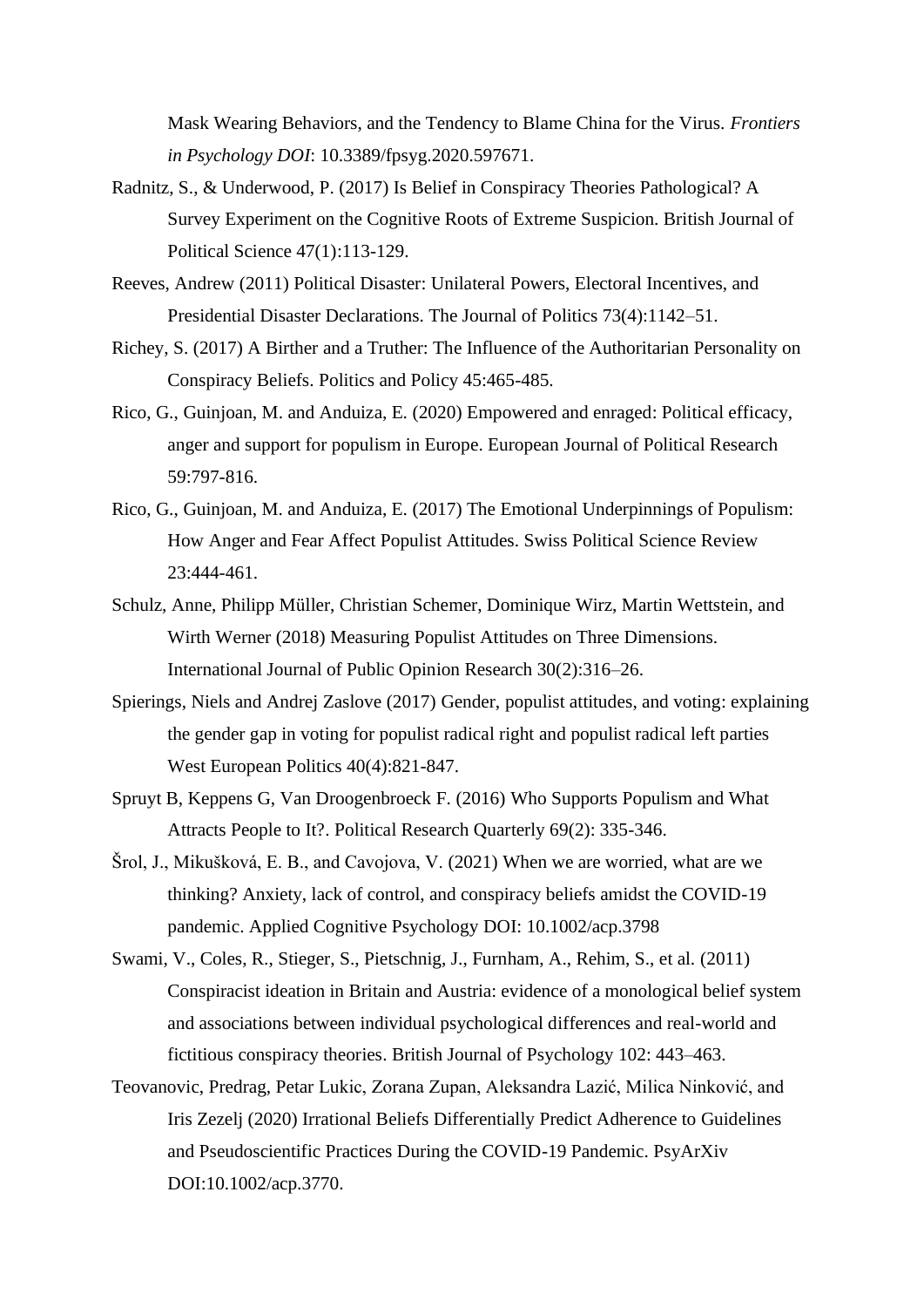Mask Wearing Behaviors, and the Tendency to Blame China for the Virus. *Frontiers in Psychology DOI*: 10.3389/fpsyg.2020.597671.

Radnitz, S., & Underwood, P. (2017) Is Belief in Conspiracy Theories Pathological? A Survey Experiment on the Cognitive Roots of Extreme Suspicion. British Journal of Political Science 47(1):113-129.

Reeves, Andrew (2011) Political Disaster: Unilateral Powers, Electoral Incentives, and Presidential Disaster Declarations. The Journal of Politics 73(4):1142–51.

Richey, S. (2017) A Birther and a Truther: The Influence of the Authoritarian Personality on Conspiracy Beliefs. Politics and Policy 45:465-485.

Rico, G., Guinjoan, M. and Anduiza, E. (2020) Empowered and enraged: Political efficacy, anger and support for populism in Europe. European Journal of Political Research 59:797-816.

Rico, G., Guinjoan, M. and Anduiza, E. (2017) The Emotional Underpinnings of Populism: How Anger and Fear Affect Populist Attitudes. Swiss Political Science Review 23:444-461.

Schulz, Anne, Philipp Müller, Christian Schemer, Dominique Wirz, Martin Wettstein, and Wirth Werner (2018) Measuring Populist Attitudes on Three Dimensions. International Journal of Public Opinion Research 30(2):316–26.

Spierings, Niels and Andrej Zaslove (2017) Gender, populist attitudes, and voting: explaining the gender gap in voting for populist radical right and populist radical left parties West European Politics 40(4):821-847.

Spruyt B, Keppens G, Van Droogenbroeck F. (2016) Who Supports Populism and What Attracts People to It?. Political Research Quarterly 69(2): 335-346.

Šrol, J., Mikušková, E. B., and Cavojova, V. (2021) When we are worried, what are we thinking? Anxiety, lack of control, and conspiracy beliefs amidst the COVID-19 pandemic. Applied Cognitive Psychology DOI: 10.1002/acp.3798

Swami, V., Coles, R., Stieger, S., Pietschnig, J., Furnham, A., Rehim, S., et al. (2011) Conspiracist ideation in Britain and Austria: evidence of a monological belief system and associations between individual psychological differences and real-world and fictitious conspiracy theories. British Journal of Psychology 102: 443–463.

Teovanovic, Predrag, Petar Lukic, Zorana Zupan, Aleksandra Lazić, Milica Ninković, and Iris Zezelj (2020) Irrational Beliefs Differentially Predict Adherence to Guidelines and Pseudoscientific Practices During the COVID-19 Pandemic. PsyArXiv DOI:10.1002/acp.3770.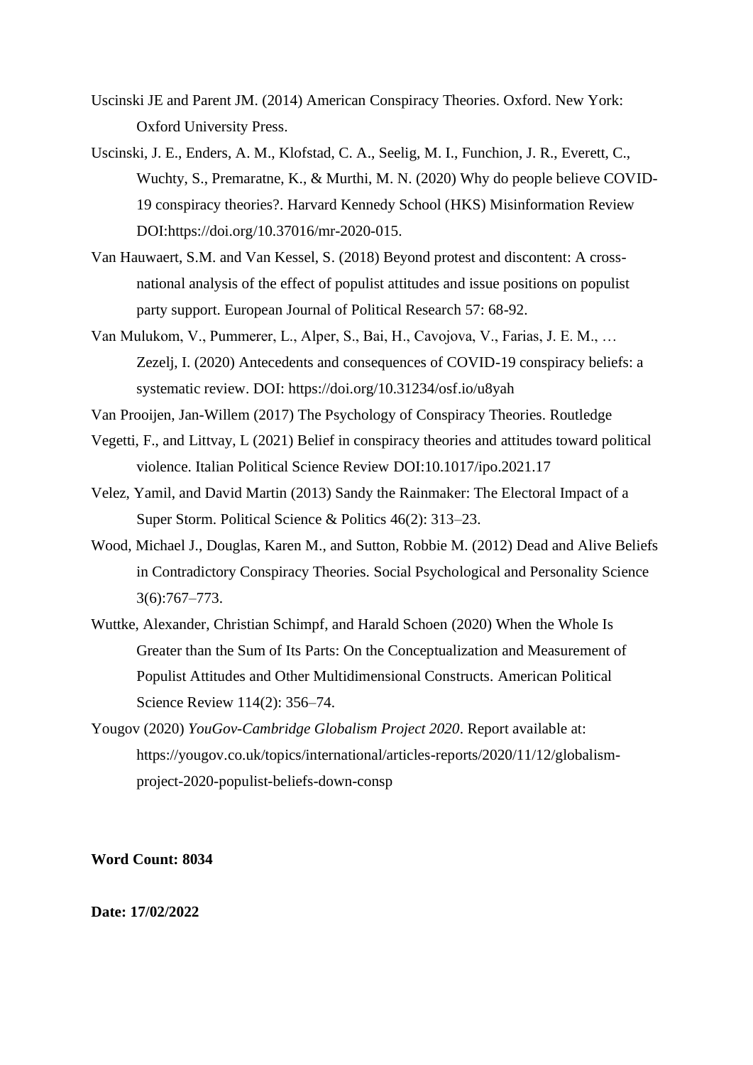Uscinski JE and Parent JM. (2014) American Conspiracy Theories. Oxford. New York: Oxford University Press.

Uscinski, J. E., Enders, A. M., Klofstad, C. A., Seelig, M. I., Funchion, J. R., Everett, C., Wuchty, S., Premaratne, K., & Murthi, M. N. (2020) Why do people believe COVID-19 conspiracy theories?. Harvard Kennedy School (HKS) Misinformation Review DOI:https://doi.org/10.37016/mr-2020-015.

Van Hauwaert, S.M. and Van Kessel, S. (2018) Beyond protest and discontent: A cross-national analysis of the effect of populist attitudes and issue positions on populist party support. European Journal of Political Research 57: 68-92.

Van Mulukom, V., Pummerer, L., Alper, S., Bai, H., Cavojova, V., Farias, J. E. M., … Zezelj, I. (2020) Antecedents and consequences of COVID-19 conspiracy beliefs: a systematic review. DOI: https://doi.org/10.31234/osf.io/u8yah

Van Prooijen, Jan-Willem (2017) The Psychology of Conspiracy Theories. Routledge

Vegetti, F., and Littvay, L (2021) Belief in conspiracy theories and attitudes toward political violence. Italian Political Science Review DOI:10.1017/ipo.2021.17

Velez, Yamil, and David Martin (2013) Sandy the Rainmaker: The Electoral Impact of a Super Storm. Political Science & Politics 46(2): 313–23.

Wood, Michael J., Douglas, Karen M., and Sutton, Robbie M. (2012) Dead and Alive Beliefs in Contradictory Conspiracy Theories. Social Psychological and Personality Science 3(6):767–773.

Wuttke, Alexander, Christian Schimpf, and Harald Schoen (2020) When the Whole Is Greater than the Sum of Its Parts: On the Conceptualization and Measurement of Populist Attitudes and Other Multidimensional Constructs. American Political Science Review 114(2): 356–74.

Yougov (2020) *YouGov-Cambridge Globalism Project 2020*. Report available at: https://yougov.co.uk/topics/international/articles-reports/2020/11/12/globalism-project-2020-populist-beliefs-down-consp

**Word Count: 8034**

**Date: 17/02/2022**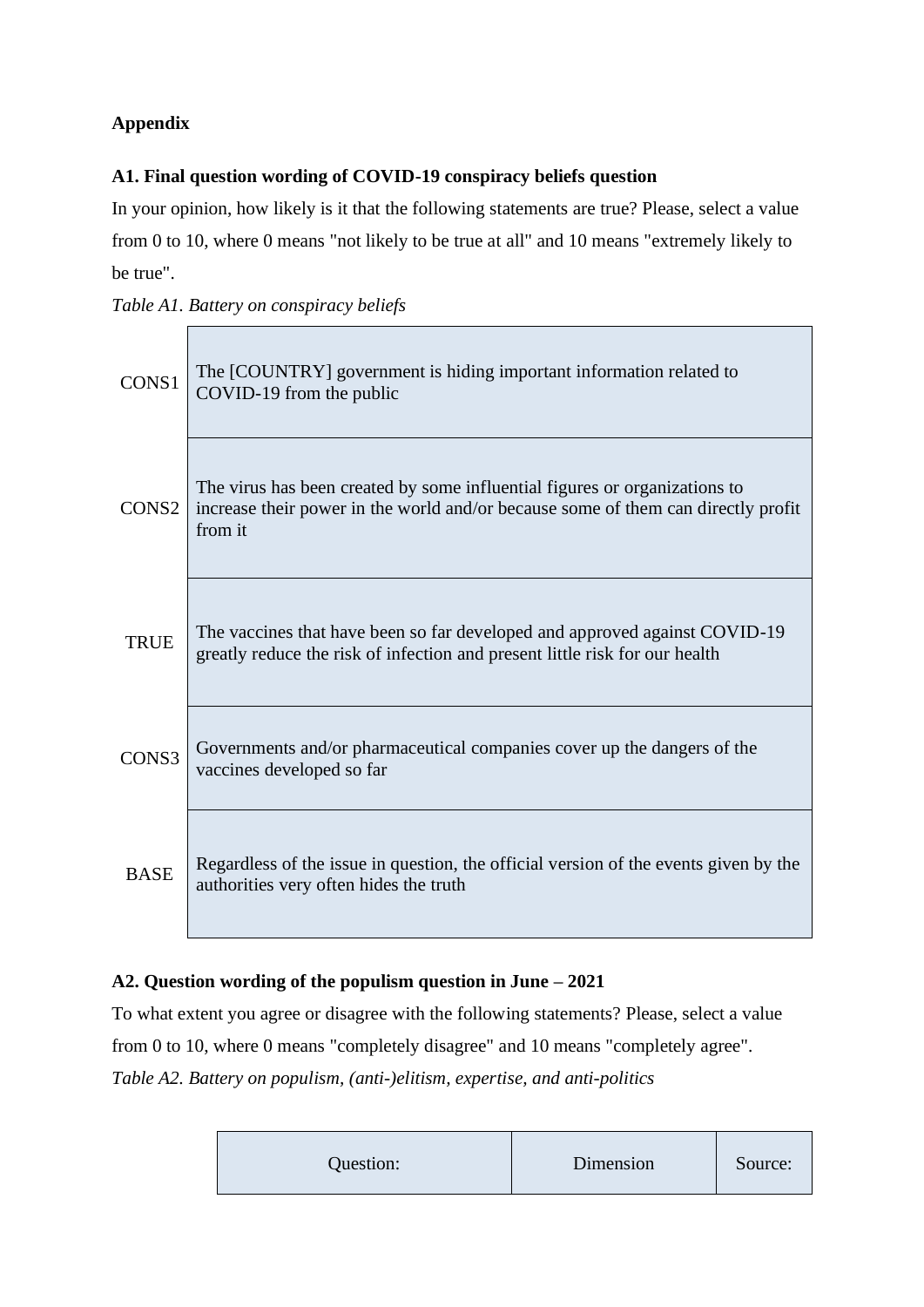**Appendix**

**A1. Final question wording of COVID-19 conspiracy beliefs question**

In your opinion, how likely is it that the following statements are true? Please, select a value from 0 to 10, where 0 means "not likely to be true at all" and 10 means "extremely likely to be true".

*Table A1. Battery on conspiracy beliefs*

| | |
|---|---|
| CONS1 | The [COUNTRY] government is hiding important information related to COVID-19 from the public |
| CONS2 | The virus has been created by some influential figures or organizations to increase their power in the world and/or because some of them can directly profit from it |
| TRUE | The vaccines that have been so far developed and approved against COVID-19 greatly reduce the risk of infection and present little risk for our health |
| CONS3 | Governments and/or pharmaceutical companies cover up the dangers of the vaccines developed so far |
| BASE | Regardless of the issue in question, the official version of the events given by the authorities very often hides the truth |

**A2. Question wording of the populism question in June – 2021**

To what extent you agree or disagree with the following statements? Please, select a value from 0 to 10, where 0 means "completely disagree" and 10 means "completely agree".

*Table A2. Battery on populism, (anti-)elitism, expertise, and anti-politics*

| Question: | Dimension | Source: |
|---|---|---|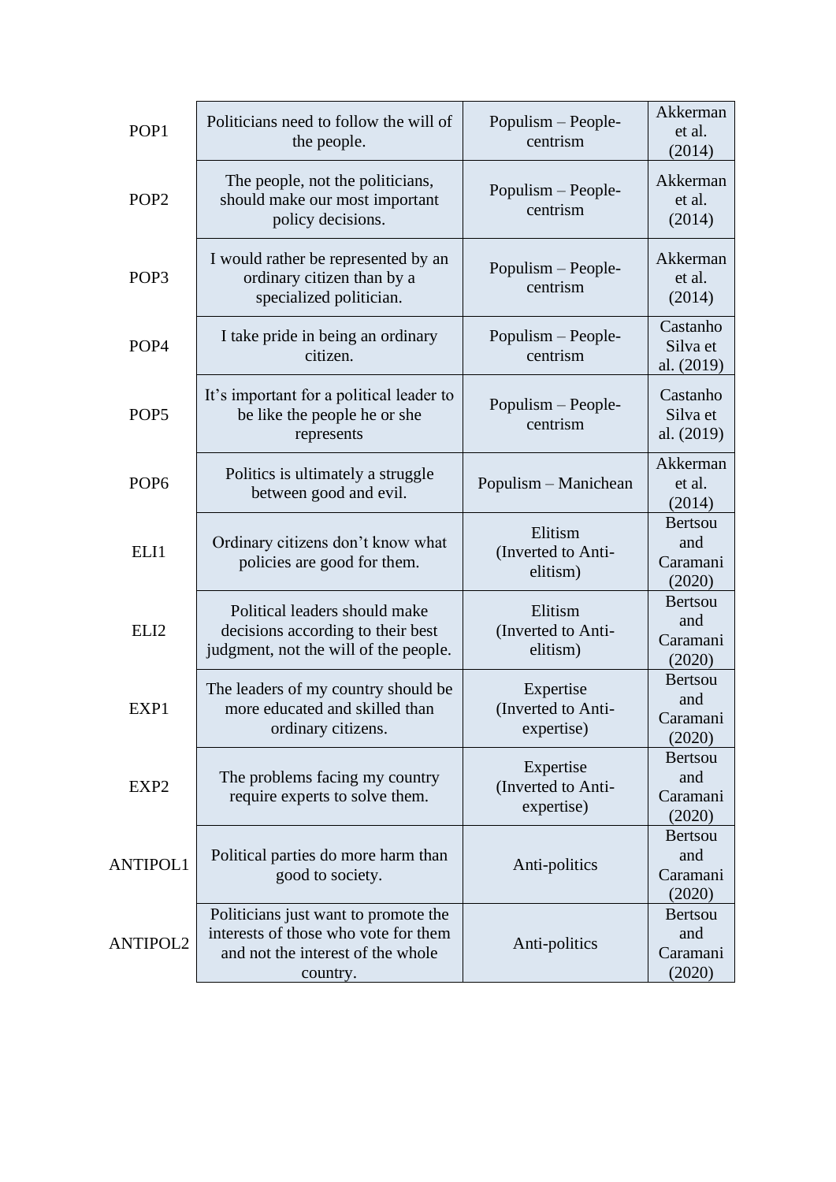| | | | |
|---|---|---|---|
| POP1 | Politicians need to follow the will of the people. | Populism – People-centrism | Akkerman et al. (2014) |
| POP2 | The people, not the politicians, should make our most important policy decisions. | Populism – People-centrism | Akkerman et al. (2014) |
| POP3 | I would rather be represented by an ordinary citizen than by a specialized politician. | Populism – People-centrism | Akkerman et al. (2014) |
| POP4 | I take pride in being an ordinary citizen. | Populism – People-centrism | Castanho Silva et al. (2019) |
| POP5 | It's important for a political leader to be like the people he or she represents | Populism – People-centrism | Castanho Silva et al. (2019) |
| POP6 | Politics is ultimately a struggle between good and evil. | Populism – Manichean | Akkerman et al. (2014) |
| ELI1 | Ordinary citizens don't know what policies are good for them. | Elitism (Inverted to Anti-elitism) | Bertsou and Caramani (2020) |
| ELI2 | Political leaders should make decisions according to their best judgment, not the will of the people. | Elitism (Inverted to Anti-elitism) | Bertsou and Caramani (2020) |
| EXP1 | The leaders of my country should be more educated and skilled than ordinary citizens. | Expertise (Inverted to Anti-expertise) | Bertsou and Caramani (2020) |
| EXP2 | The problems facing my country require experts to solve them. | Expertise (Inverted to Anti-expertise) | Bertsou and Caramani (2020) |
| ANTIPOL1 | Political parties do more harm than good to society. | Anti-politics | Bertsou and Caramani (2020) |
| ANTIPOL2 | Politicians just want to promote the interests of those who vote for them and not the interest of the whole country. | Anti-politics | Bertsou and Caramani (2020) |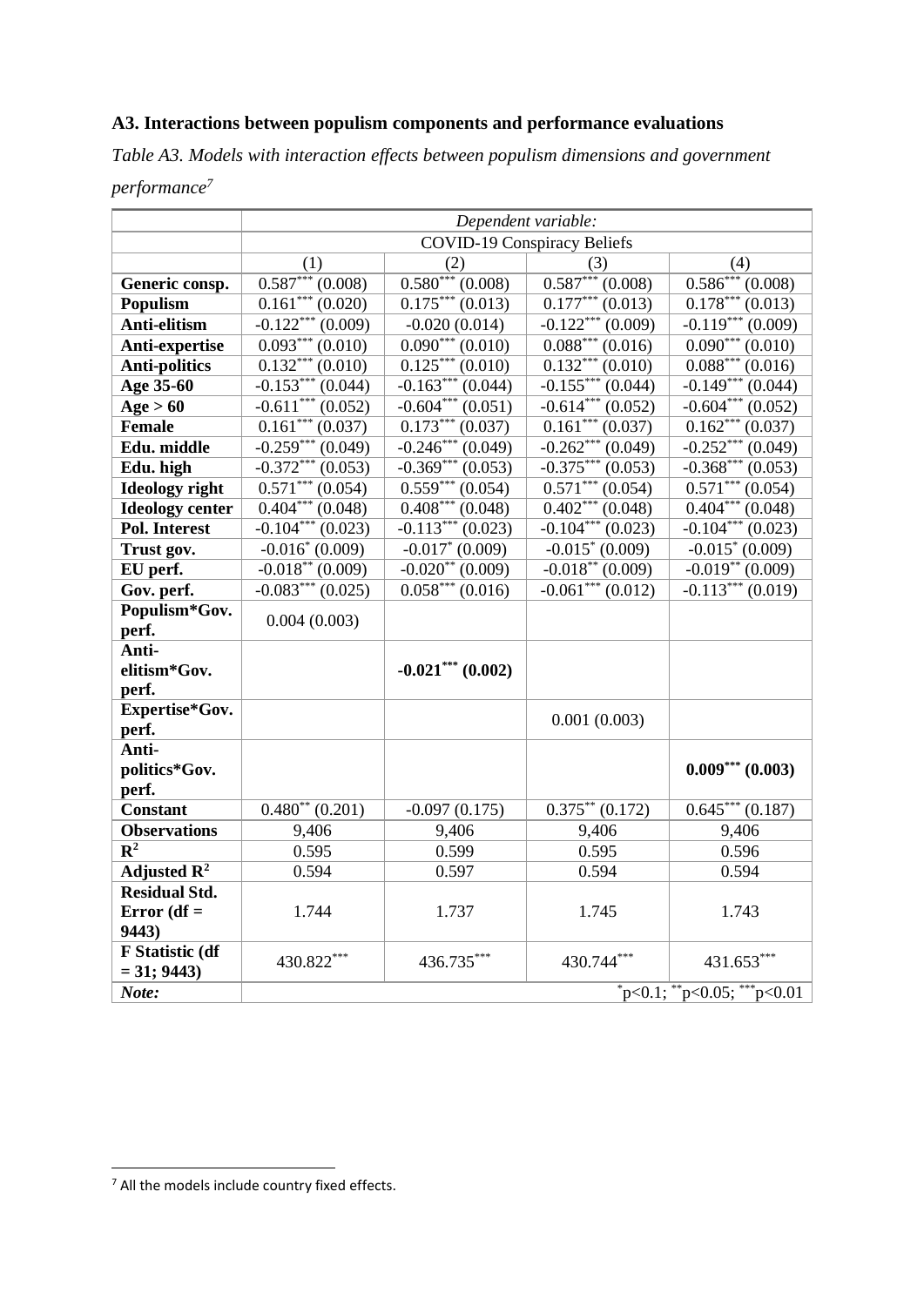### A3. Interactions between populism components and performance evaluations

*Table A3. Models with interaction effects between populism dimensions and government performance*[7]

| | *Dependent variable:* | | | |
|---|---|---|---|---|
| | COVID-19 Conspiracy Beliefs | | | |
| | (1) | (2) | (3) | (4) |
| **Generic consp.** | 0.587*** (0.008) | 0.580*** (0.008) | 0.587*** (0.008) | 0.586*** (0.008) |
| **Populism** | 0.161*** (0.020) | 0.175*** (0.013) | 0.177*** (0.013) | 0.178*** (0.013) |
| **Anti-elitism** | -0.122*** (0.009) | -0.020 (0.014) | -0.122*** (0.009) | -0.119*** (0.009) |
| **Anti-expertise** | 0.093*** (0.010) | 0.090*** (0.010) | 0.088*** (0.016) | 0.090*** (0.010) |
| **Anti-politics** | 0.132*** (0.010) | 0.125*** (0.010) | 0.132*** (0.010) | 0.088*** (0.016) |
| **Age 35-60** | -0.153*** (0.044) | -0.163*** (0.044) | -0.155*** (0.044) | -0.149*** (0.044) |
| **Age > 60** | -0.611*** (0.052) | -0.604*** (0.051) | -0.614*** (0.052) | -0.604*** (0.052) |
| **Female** | 0.161*** (0.037) | 0.173*** (0.037) | 0.161*** (0.037) | 0.162*** (0.037) |
| **Edu. middle** | -0.259*** (0.049) | -0.246*** (0.049) | -0.262*** (0.049) | -0.252*** (0.049) |
| **Edu. high** | -0.372*** (0.053) | -0.369*** (0.053) | -0.375*** (0.053) | -0.368*** (0.053) |
| **Ideology right** | 0.571*** (0.054) | 0.559*** (0.054) | 0.571*** (0.054) | 0.571*** (0.054) |
| **Ideology center** | 0.404*** (0.048) | 0.408*** (0.048) | 0.402*** (0.048) | 0.404*** (0.048) |
| **Pol. Interest** | -0.104*** (0.023) | -0.113*** (0.023) | -0.104*** (0.023) | -0.104*** (0.023) |
| **Trust gov.** | -0.016* (0.009) | -0.017* (0.009) | -0.015* (0.009) | -0.015* (0.009) |
| **EU perf.** | -0.018** (0.009) | -0.020** (0.009) | -0.018** (0.009) | -0.019** (0.009) |
| **Gov. perf.** | -0.083*** (0.025) | 0.058*** (0.016) | -0.061*** (0.012) | -0.113*** (0.019) |
| **Populism*Gov. perf.** | 0.004 (0.003) | | | |
| **Anti-elitism*Gov. perf.** | | **-0.021*** (0.002)** | | |
| **Expertise*Gov. perf.** | | | 0.001 (0.003) | |
| **Anti-politics*Gov. perf.** | | | | **0.009*** (0.003)** |
| **Constant** | 0.480** (0.201) | -0.097 (0.175) | 0.375** (0.172) | 0.645*** (0.187) |
| **Observations** | 9,406 | 9,406 | 9,406 | 9,406 |
| **$R^2$** | 0.595 | 0.599 | 0.595 | 0.596 |
| **Adjusted $R^2$** | 0.594 | 0.597 | 0.594 | 0.594 |
| **Residual Std. Error (df = 9443)** | 1.744 | 1.737 | 1.745 | 1.743 |
| **F Statistic (df = 31; 9443)** | 430.822*** | 436.735*** | 430.744*** | 431.653*** |
| ***Note:*** | | | | *p<0.1; **p<0.05; ***p<0.01 |

[7] All the models include country fixed effects.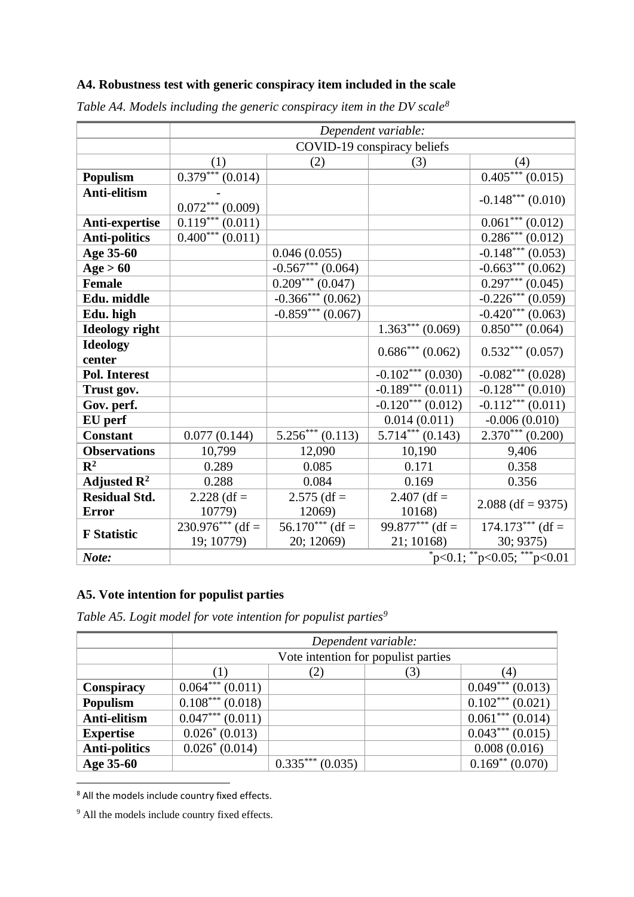### A4. Robustness test with generic conspiracy item included in the scale

*Table A4. Models including the generic conspiracy item in the DV scale*[8]

| | *Dependent variable:* | | | |
|---|---|---|---|---|
| | COVID-19 conspiracy beliefs | | | |
| | (1) | (2) | (3) | (4) |
| **Populism** | 0.379*** (0.014) | | | 0.405*** (0.015) |
| **Anti-elitism** | -0.072*** (0.009) | | | -0.148*** (0.010) |
| **Anti-expertise** | 0.119*** (0.011) | | | 0.061*** (0.012) |
| **Anti-politics** | 0.400*** (0.011) | | | 0.286*** (0.012) |
| **Age 35-60** | | 0.046 (0.055) | | -0.148*** (0.053) |
| **Age > 60** | | -0.567*** (0.064) | | -0.663*** (0.062) |
| **Female** | | 0.209*** (0.047) | | 0.297*** (0.045) |
| **Edu. middle** | | -0.366*** (0.062) | | -0.226*** (0.059) |
| **Edu. high** | | -0.859*** (0.067) | | -0.420*** (0.063) |
| **Ideology right** | | | 1.363*** (0.069) | 0.850*** (0.064) |
| **Ideology center** | | | 0.686*** (0.062) | 0.532*** (0.057) |
| **Pol. Interest** | | | -0.102*** (0.030) | -0.082*** (0.028) |
| **Trust gov.** | | | -0.189*** (0.011) | -0.128*** (0.010) |
| **Gov. perf.** | | | -0.120*** (0.012) | -0.112*** (0.011) |
| **EU perf** | | | 0.014 (0.011) | -0.006 (0.010) |
| **Constant** | 0.077 (0.144) | 5.256*** (0.113) | 5.714*** (0.143) | 2.370*** (0.200) |
| **Observations** | 10,799 | 12,090 | 10,190 | 9,406 |
| **$R^2$** | 0.289 | 0.085 | 0.171 | 0.358 |
| **Adjusted $R^2$** | 0.288 | 0.084 | 0.169 | 0.356 |
| **Residual Std. Error** | 2.228 (df = 10779) | 2.575 (df = 12069) | 2.407 (df = 10168) | 2.088 (df = 9375) |
| **F Statistic** | 230.976*** (df = 19; 10779) | 56.170*** (df = 20; 12069) | 99.877*** (df = 21; 10168) | 174.173*** (df = 30; 9375) |
| ***Note:*** | *p<0.1; **p<0.05; ***p<0.01 | | | |

### A5. Vote intention for populist parties

*Table A5. Logit model for vote intention for populist parties*[9]

| | *Dependent variable:* | | | |
|---|---|---|---|---|
| | Vote intention for populist parties | | | |
| | (1) | (2) | (3) | (4) |
| **Conspiracy** | 0.064*** (0.011) | | | 0.049*** (0.013) |
| **Populism** | 0.108*** (0.018) | | | 0.102*** (0.021) |
| **Anti-elitism** | 0.047*** (0.011) | | | 0.061*** (0.014) |
| **Expertise** | 0.026* (0.013) | | | 0.043*** (0.015) |
| **Anti-politics** | 0.026* (0.014) | | | 0.008 (0.016) |
| **Age 35-60** | | 0.335*** (0.035) | | 0.169** (0.070) |

[8] All the models include country fixed effects.

[9] All the models include country fixed effects.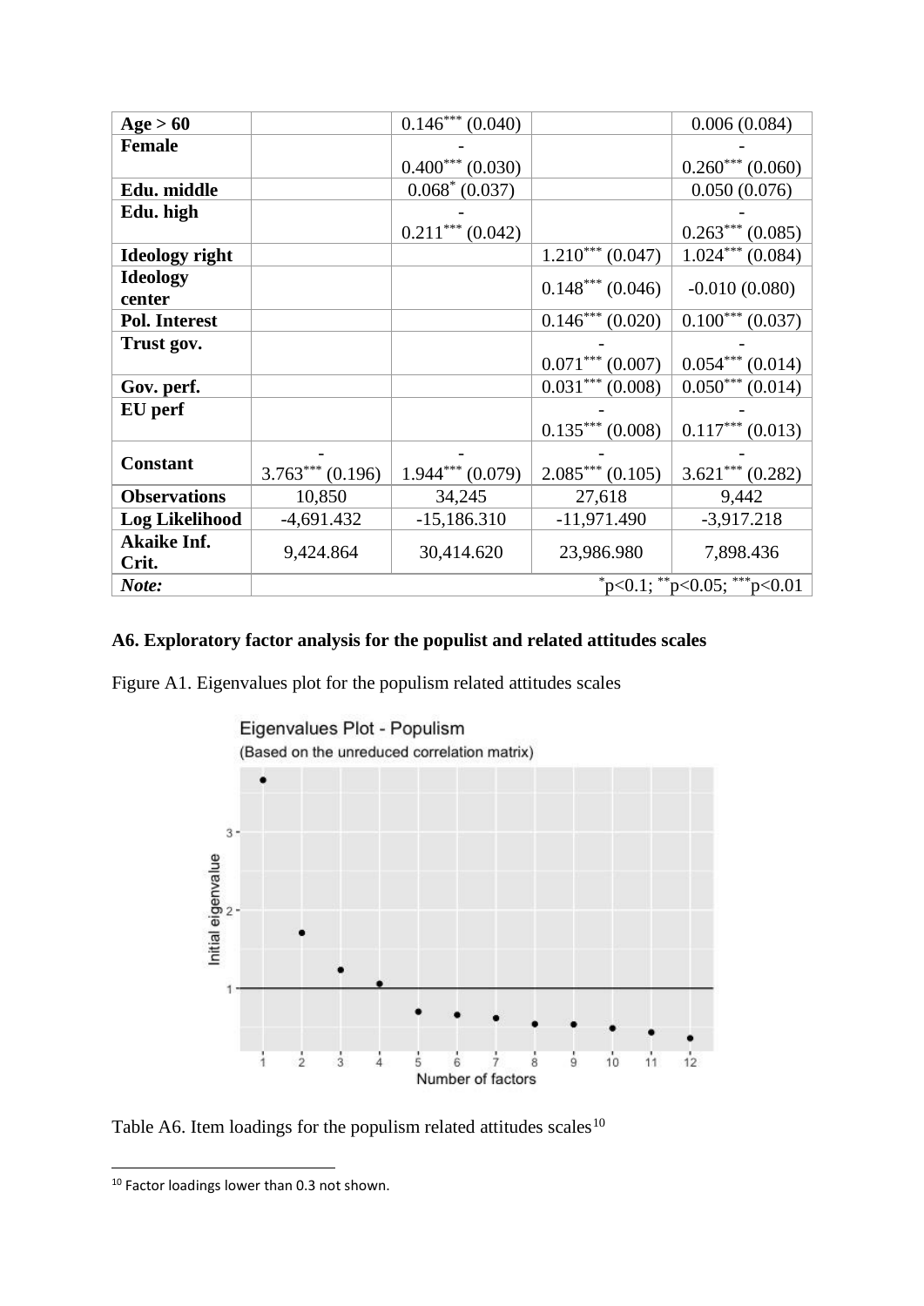| Age > 60 | | $0.146^{***}$ (0.040) | | 0.006 (0.084) |
|---|---|---|---|---|
| Female | | $-0.400^{***}$ (0.030) | | $-0.260^{***}$ (0.060) |
| Edu. middle | | $0.068^{*}$ (0.037) | | 0.050 (0.076) |
| Edu. high | | $-0.211^{***}$ (0.042) | | $-0.263^{***}$ (0.085) |
| Ideology right | | | $1.210^{***}$ (0.047) | $1.024^{***}$ (0.084) |
| Ideology center | | | $0.148^{***}$ (0.046) | -0.010 (0.080) |
| Pol. Interest | | | $0.146^{***}$ (0.020) | $0.100^{***}$ (0.037) |
| Trust gov. | | | $-0.071^{***}$ (0.007) | $-0.054^{***}$ (0.014) |
| Gov. perf. | | | $0.031^{***}$ (0.008) | $0.050^{***}$ (0.014) |
| EU perf | | | $-0.135^{***}$ (0.008) | $-0.117^{***}$ (0.013) |
| Constant | $-3.763^{***}$ (0.196) | $-1.944^{***}$ (0.079) | $-2.085^{***}$ (0.105) | $-3.621^{***}$ (0.282) |
| Observations | 10,850 | 34,245 | 27,618 | 9,442 |
| Log Likelihood | -4,691.432 | -15,186.310 | -11,971.490 | -3,917.218 |
| Akaike Inf. Crit. | 9,424.864 | 30,414.620 | 23,986.980 | 7,898.436 |
| *Note:* | | | | $^{*}$p<0.1; $^{**}$p<0.05; $^{***}$p<0.01 |

### A6. Exploratory factor analysis for the populist and related attitudes scales

Figure A1. Eigenvalues plot for the populism related attitudes scales

Table A6. Item loadings for the populism related attitudes scales[10]

[10] Factor loadings lower than 0.3 not shown.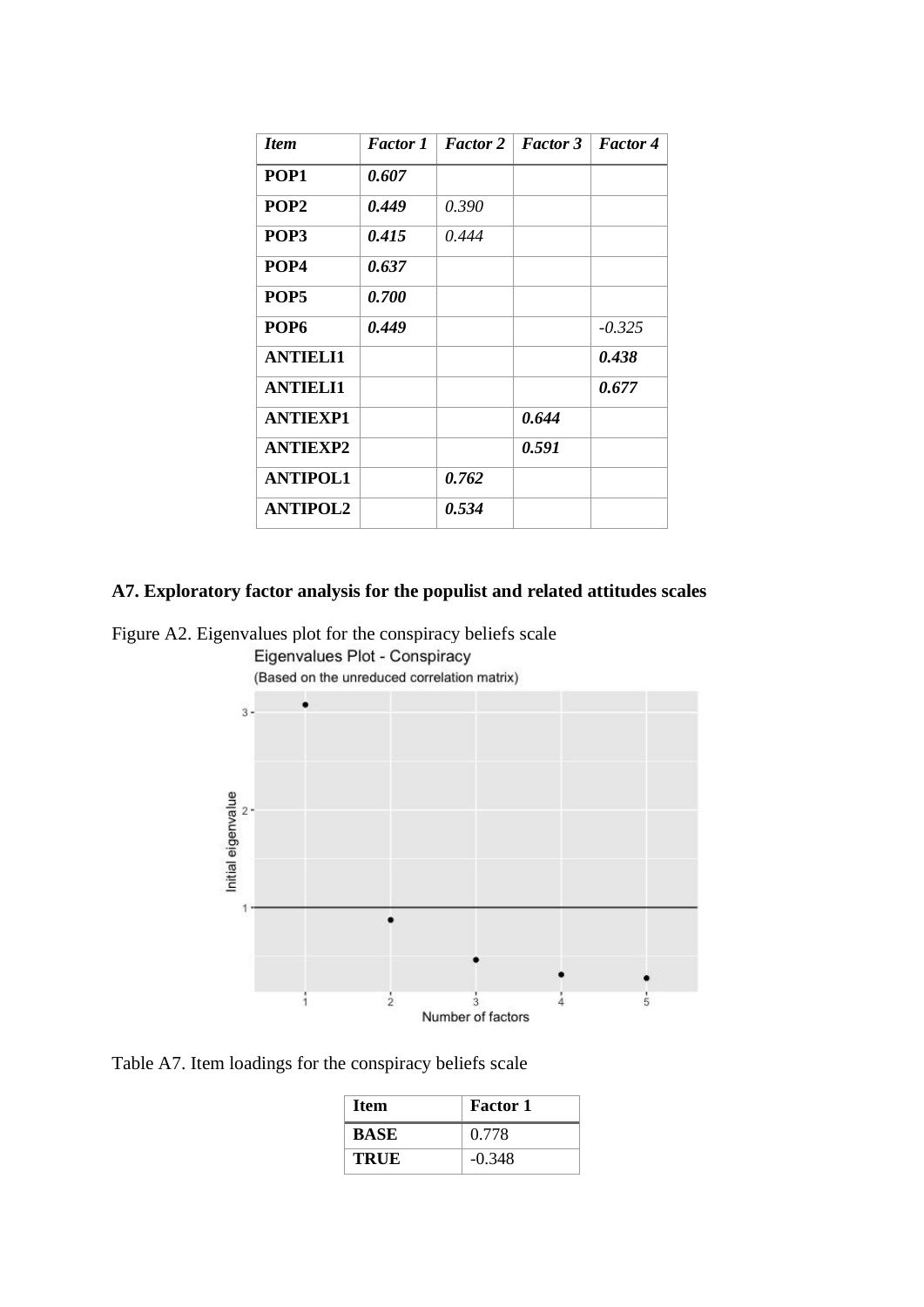| *Item* | *Factor 1* | *Factor 2* | *Factor 3* | *Factor 4* |
|---|---|---|---|---|
| **POP1** | ***0.607*** | | | |
| **POP2** | ***0.449*** | *0.390* | | |
| **POP3** | ***0.415*** | *0.444* | | |
| **POP4** | ***0.637*** | | | |
| **POP5** | ***0.700*** | | | |
| **POP6** | ***0.449*** | | | *-0.325* |
| **ANTIELI1** | | | | ***0.438*** |
| **ANTIELI1** | | | | ***0.677*** |
| **ANTIEXP1** | | | ***0.644*** | |
| **ANTIEXP2** | | | ***0.591*** | |
| **ANTIPOL1** | | ***0.762*** | | |
| **ANTIPOL2** | | ***0.534*** | | |

## A7. Exploratory factor analysis for the populist and related attitudes scales

Figure A2. Eigenvalues plot for the conspiracy beliefs scale

Table A7. Item loadings for the conspiracy beliefs scale

| Item | Factor 1 |
|---|---|
| **BASE** | 0.778 |
| **TRUE** | -0.348 |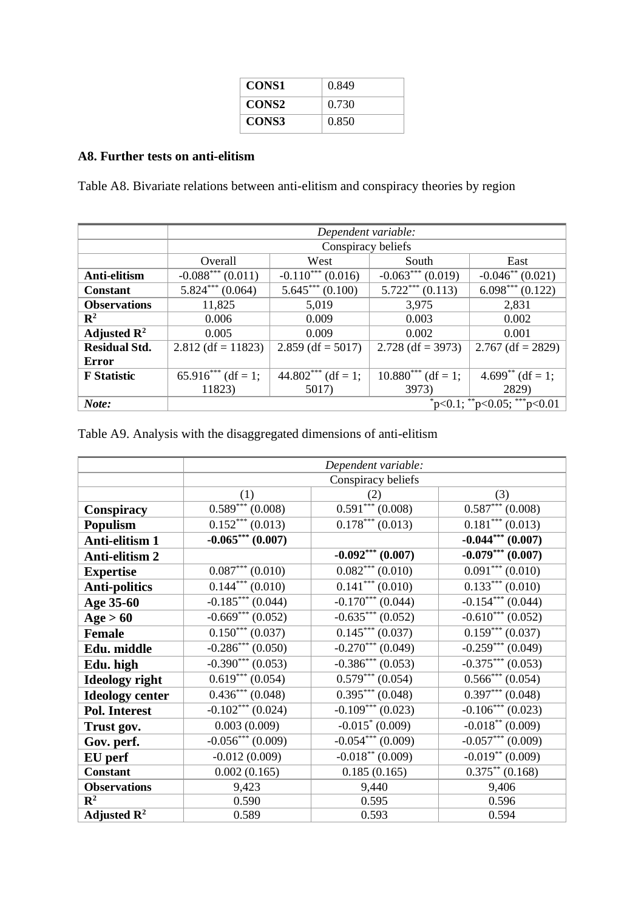| | |
|---|---|
| **CONS1** | 0.849 |
| **CONS2** | 0.730 |
| **CONS3** | 0.850 |

### A8. Further tests on anti-elitism

Table A8. Bivariate relations between anti-elitism and conspiracy theories by region

| | *Dependent variable:* | | | |
|---|---|---|---|---|
| | Conspiracy beliefs | | | |
| | Overall | West | South | East |
| **Anti-elitism** | $-0.088^{***}$ (0.011) | $-0.110^{***}$ (0.016) | $-0.063^{***}$ (0.019) | $-0.046^{**}$ (0.021) |
| **Constant** | $5.824^{***}$ (0.064) | $5.645^{***}$ (0.100) | $5.722^{***}$ (0.113) | $6.098^{***}$ (0.122) |
| **Observations** | 11,825 | 5,019 | 3,975 | 2,831 |
| **$R^2$** | 0.006 | 0.009 | 0.003 | 0.002 |
| **Adjusted $R^2$** | 0.005 | 0.009 | 0.002 | 0.001 |
| **Residual Std. Error** | 2.812 (df = 11823) | 2.859 (df = 5017) | 2.728 (df = 3973) | 2.767 (df = 2829) |
| **F Statistic** | $65.916^{***}$ (df = 1; 11823) | $44.802^{***}$ (df = 1; 5017) | $10.880^{***}$ (df = 1; 3973) | $4.699^{**}$ (df = 1; 2829) |
| *Note:* | $^{*}$p<0.1; $^{**}$p<0.05; $^{***}$p<0.01 | | | |

Table A9. Analysis with the disaggregated dimensions of anti-elitism

| | *Dependent variable:* | | |
|---|---|---|---|
| | Conspiracy beliefs | | |
| | (1) | (2) | (3) |
| **Conspiracy** | $0.589^{***}$ (0.008) | $0.591^{***}$ (0.008) | $0.587^{***}$ (0.008) |
| **Populism** | $0.152^{***}$ (0.013) | $0.178^{***}$ (0.013) | $0.181^{***}$ (0.013) |
| **Anti-elitism 1** | **$-0.065^{***}$ (0.007)** | | **$-0.044^{***}$ (0.007)** |
| **Anti-elitism 2** | | **$-0.092^{***}$ (0.007)** | **$-0.079^{***}$ (0.007)** |
| **Expertise** | $0.087^{***}$ (0.010) | $0.082^{***}$ (0.010) | $0.091^{***}$ (0.010) |
| **Anti-politics** | $0.144^{***}$ (0.010) | $0.141^{***}$ (0.010) | $0.133^{***}$ (0.010) |
| **Age 35-60** | $-0.185^{***}$ (0.044) | $-0.170^{***}$ (0.044) | $-0.154^{***}$ (0.044) |
| **Age > 60** | $-0.669^{***}$ (0.052) | $-0.635^{***}$ (0.052) | $-0.610^{***}$ (0.052) |
| **Female** | $0.150^{***}$ (0.037) | $0.145^{***}$ (0.037) | $0.159^{***}$ (0.037) |
| **Edu. middle** | $-0.286^{***}$ (0.050) | $-0.270^{***}$ (0.049) | $-0.259^{***}$ (0.049) |
| **Edu. high** | $-0.390^{***}$ (0.053) | $-0.386^{***}$ (0.053) | $-0.375^{***}$ (0.053) |
| **Ideology right** | $0.619^{***}$ (0.054) | $0.579^{***}$ (0.054) | $0.566^{***}$ (0.054) |
| **Ideology center** | $0.436^{***}$ (0.048) | $0.395^{***}$ (0.048) | $0.397^{***}$ (0.048) |
| **Pol. Interest** | $-0.102^{***}$ (0.024) | $-0.109^{***}$ (0.023) | $-0.106^{***}$ (0.023) |
| **Trust gov.** | 0.003 (0.009) | $-0.015^{*}$ (0.009) | $-0.018^{**}$ (0.009) |
| **Gov. perf.** | $-0.056^{***}$ (0.009) | $-0.054^{***}$ (0.009) | $-0.057^{***}$ (0.009) |
| **EU perf** | -0.012 (0.009) | $-0.018^{**}$ (0.009) | $-0.019^{**}$ (0.009) |
| **Constant** | 0.002 (0.165) | 0.185 (0.165) | $0.375^{**}$ (0.168) |
| **Observations** | 9,423 | 9,440 | 9,406 |
| **$R^2$** | 0.590 | 0.595 | 0.596 |
| **Adjusted $R^2$** | 0.589 | 0.593 | 0.594 |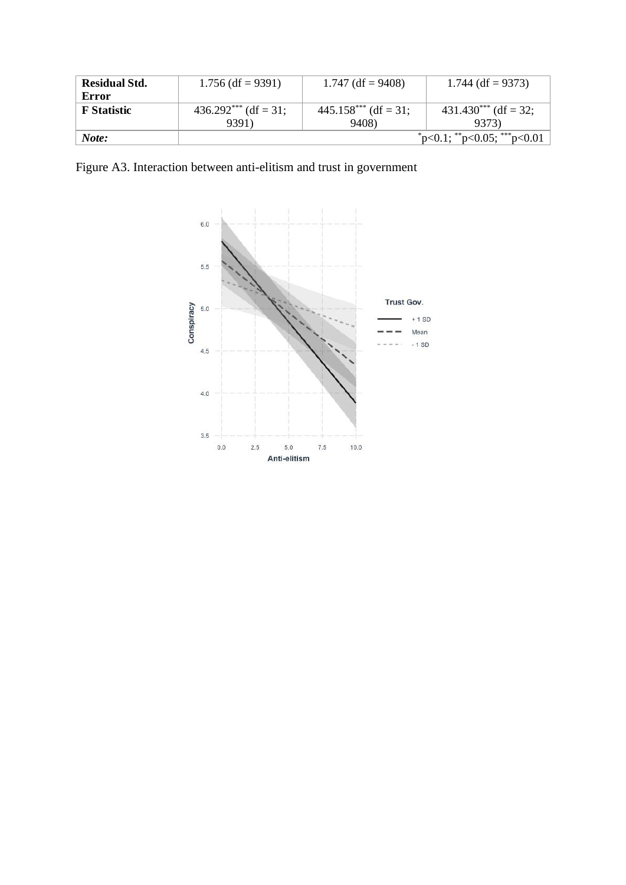| | | | |
|---|---|---|---|
| **Residual Std. Error** | 1.756 (df = 9391) | 1.747 (df = 9408) | 1.744 (df = 9373) |
| **F Statistic** | 436.292*** (df = 31; 9391) | 445.158*** (df = 31; 9408) | 431.430*** (df = 32; 9373) |
| ***Note:*** | | | *p<0.1; **p<0.05; ***p<0.01 |

Figure A3. Interaction between anti-elitism and trust in government

Conspiracy

6.0
5.5
5.0
4.5
4.0
3.5

0.0
2.5
5.0
7.5
10.0

Anti-elitism

Trust Gov.

+ 1 SD

Mean

- 1 SD